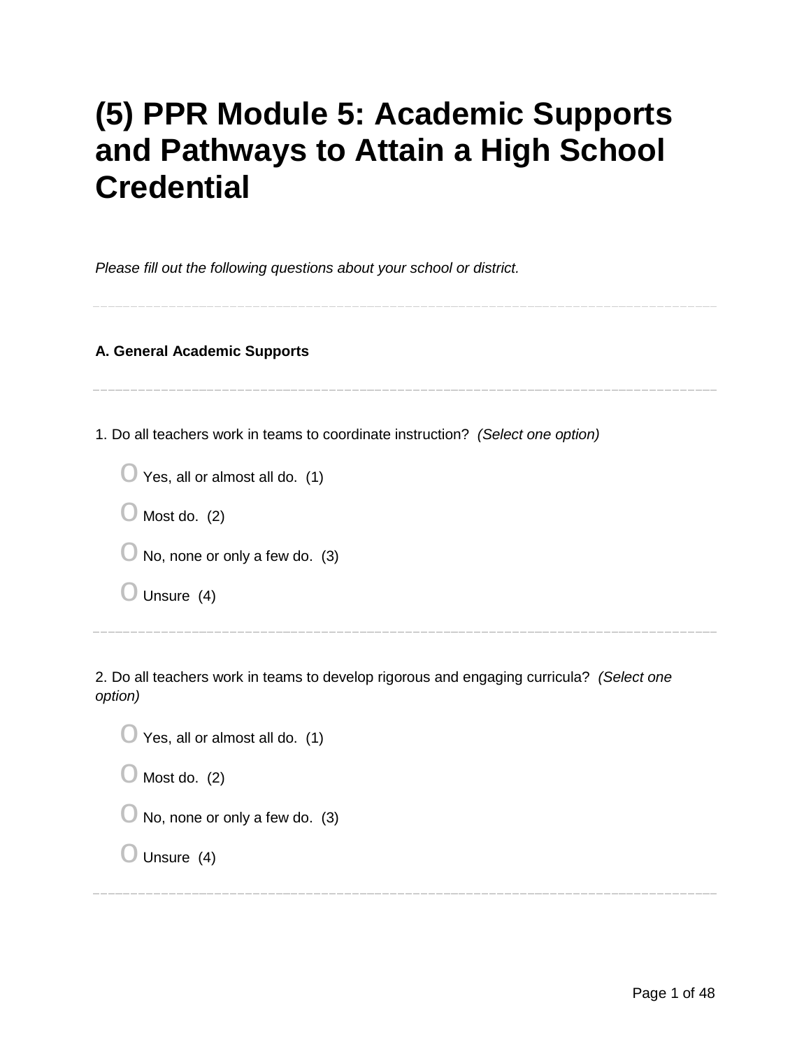# (5) PPR Module 5: Academic Supports and Pathways to Attain a High School Credential

*Please fill out the following questions about your school or district.*

---

**A. General Academic Supports**

---

1. Do all teachers work in teams to coordinate instruction? *(Select one option)*

- O Yes, all or almost all do. (1)
- O Most do. (2)
- O No, none or only a few do. (3)
- O Unsure (4)

---

2. Do all teachers work in teams to develop rigorous and engaging curricula? *(Select one option)*

- O Yes, all or almost all do. (1)
- O Most do. (2)
- O No, none or only a few do. (3)
- O Unsure (4)

---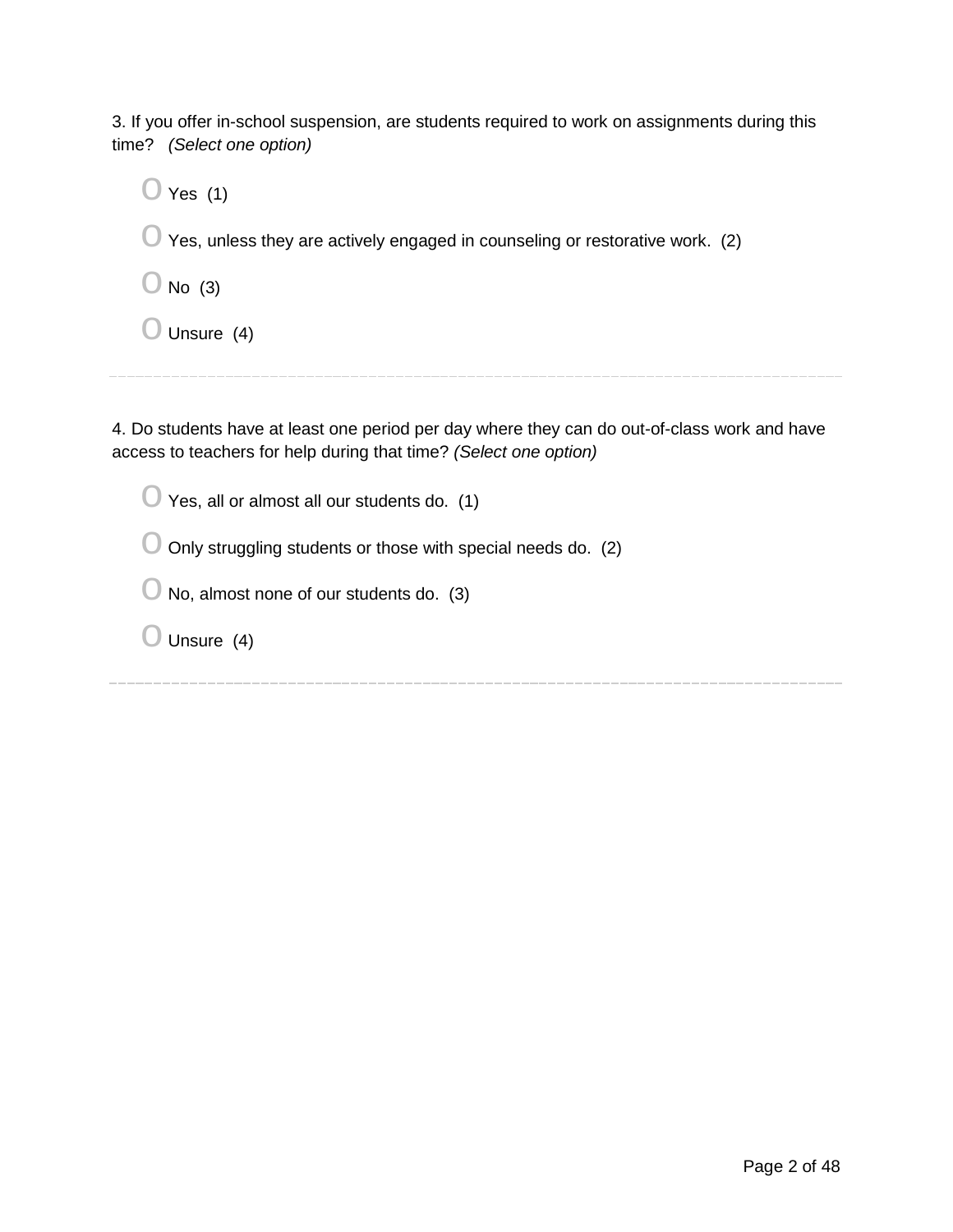3. If you offer in-school suspension, are students required to work on assignments during this time? *(Select one option)*

- O Yes (1)
- O Yes, unless they are actively engaged in counseling or restorative work. (2)
- O No (3)
- O Unsure (4)

---

4. Do students have at least one period per day where they can do out-of-class work and have access to teachers for help during that time? *(Select one option)*

- O Yes, all or almost all our students do. (1)
- O Only struggling students or those with special needs do. (2)
- O No, almost none of our students do. (3)
- O Unsure (4)

---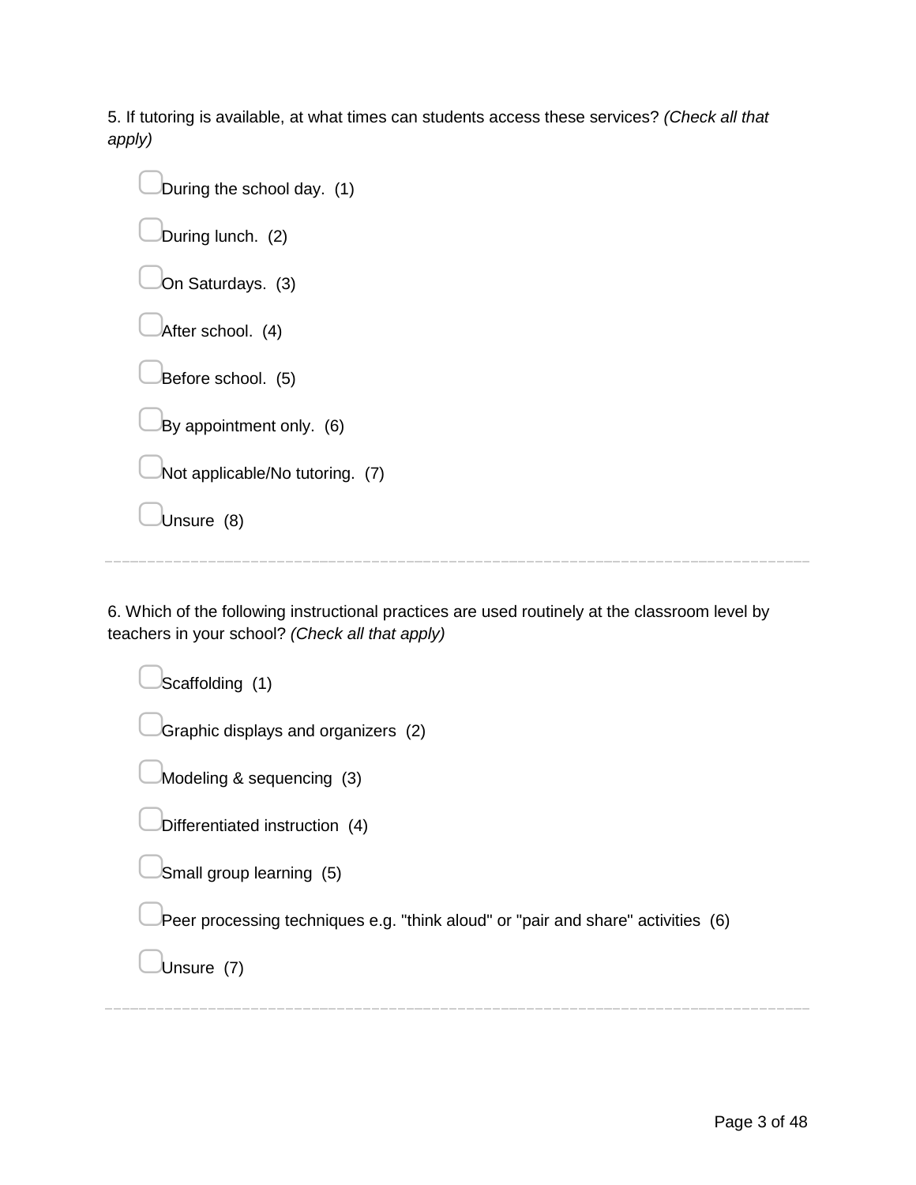5. If tutoring is available, at what times can students access these services? *(Check all that apply)*

- [ ] During the school day. (1)
- [ ] During lunch. (2)
- [ ] On Saturdays. (3)
- [ ] After school. (4)
- [ ] Before school. (5)
- [ ] By appointment only. (6)
- [ ] Not applicable/No tutoring. (7)
- [ ] Unsure (8)

---

6. Which of the following instructional practices are used routinely at the classroom level by teachers in your school? *(Check all that apply)*

- [ ] Scaffolding (1)
- [ ] Graphic displays and organizers (2)
- [ ] Modeling & sequencing (3)
- [ ] Differentiated instruction (4)
- [ ] Small group learning (5)
- [ ] Peer processing techniques e.g. "think aloud" or "pair and share" activities (6)
- [ ] Unsure (7)

---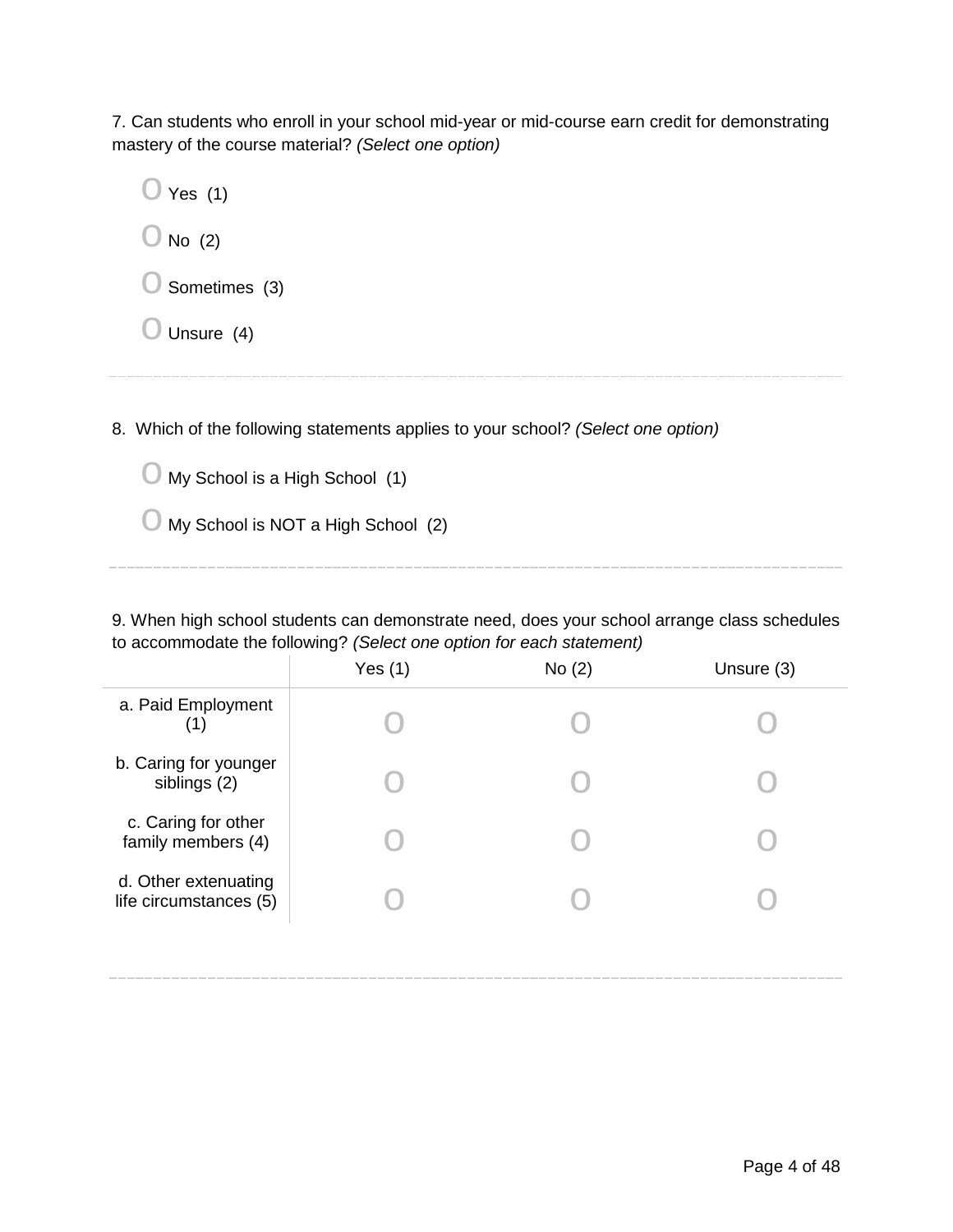7. Can students who enroll in your school mid-year or mid-course earn credit for demonstrating mastery of the course material? *(Select one option)*

- O Yes (1)
- O No (2)
- O Sometimes (3)
- O Unsure (4)

---

8. Which of the following statements applies to your school? *(Select one option)*

- O My School is a High School (1)
- O My School is NOT a High School (2)

---

9. When high school students can demonstrate need, does your school arrange class schedules to accommodate the following? *(Select one option for each statement)*

| | Yes (1) | No (2) | Unsure (3) |
|---|---|---|---|
| a. Paid Employment (1) | O | O | O |
| b. Caring for younger siblings (2) | O | O | O |
| c. Caring for other family members (4) | O | O | O |
| d. Other extenuating life circumstances (5) | O | O | O |

---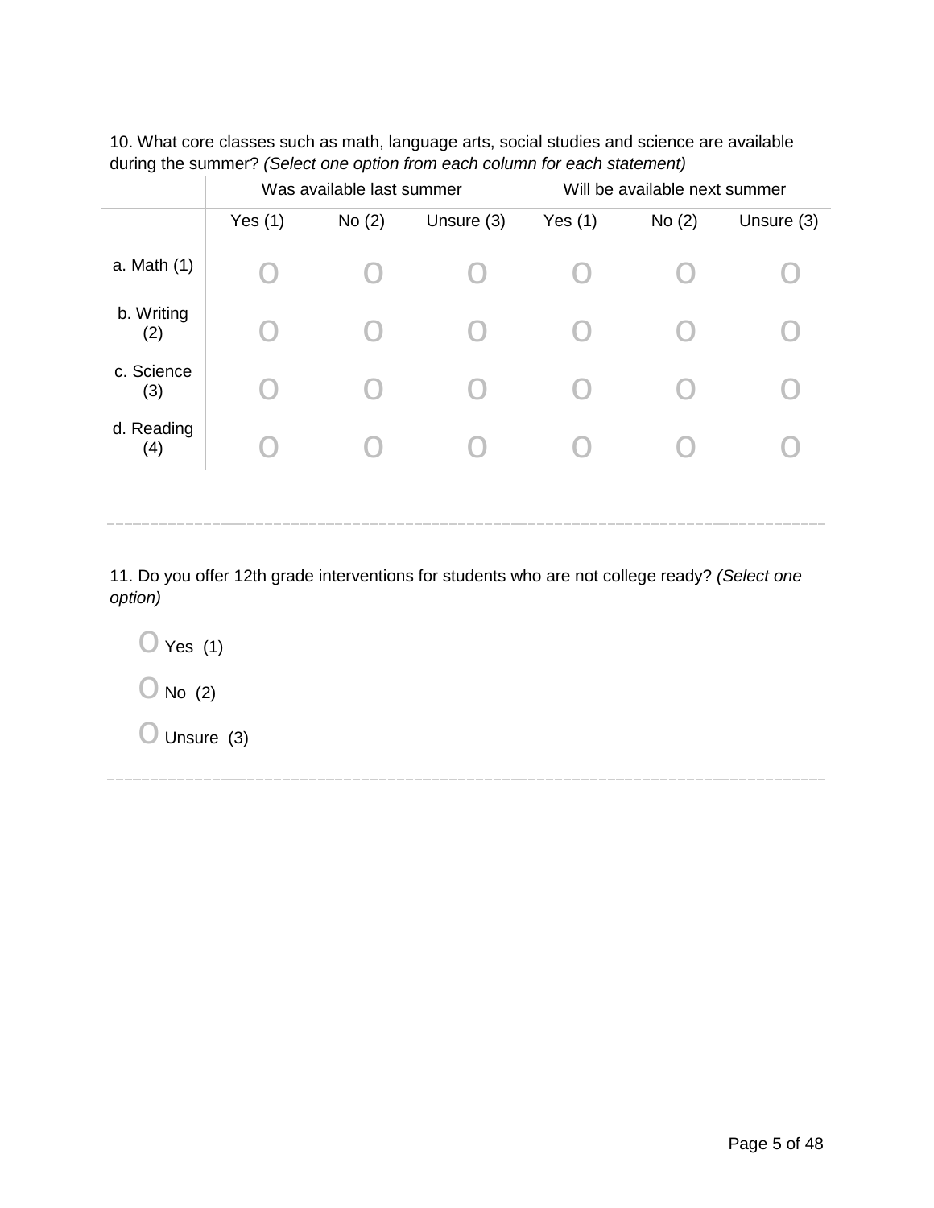10. What core classes such as math, language arts, social studies and science are available during the summer? *(Select one option from each column for each statement)*

| | Was available last summer | | | Will be available next summer | | |
|---|---|---|---|---|---|---|
| | Yes (1) | No (2) | Unsure (3) | Yes (1) | No (2) | Unsure (3) |
| a. Math (1) | O | O | O | O | O | O |
| b. Writing (2) | O | O | O | O | O | O |
| c. Science (3) | O | O | O | O | O | O |
| d. Reading (4) | O | O | O | O | O | O |

---

11. Do you offer 12th grade interventions for students who are not college ready? *(Select one option)*

O Yes (1)

O No (2)

O Unsure (3)

---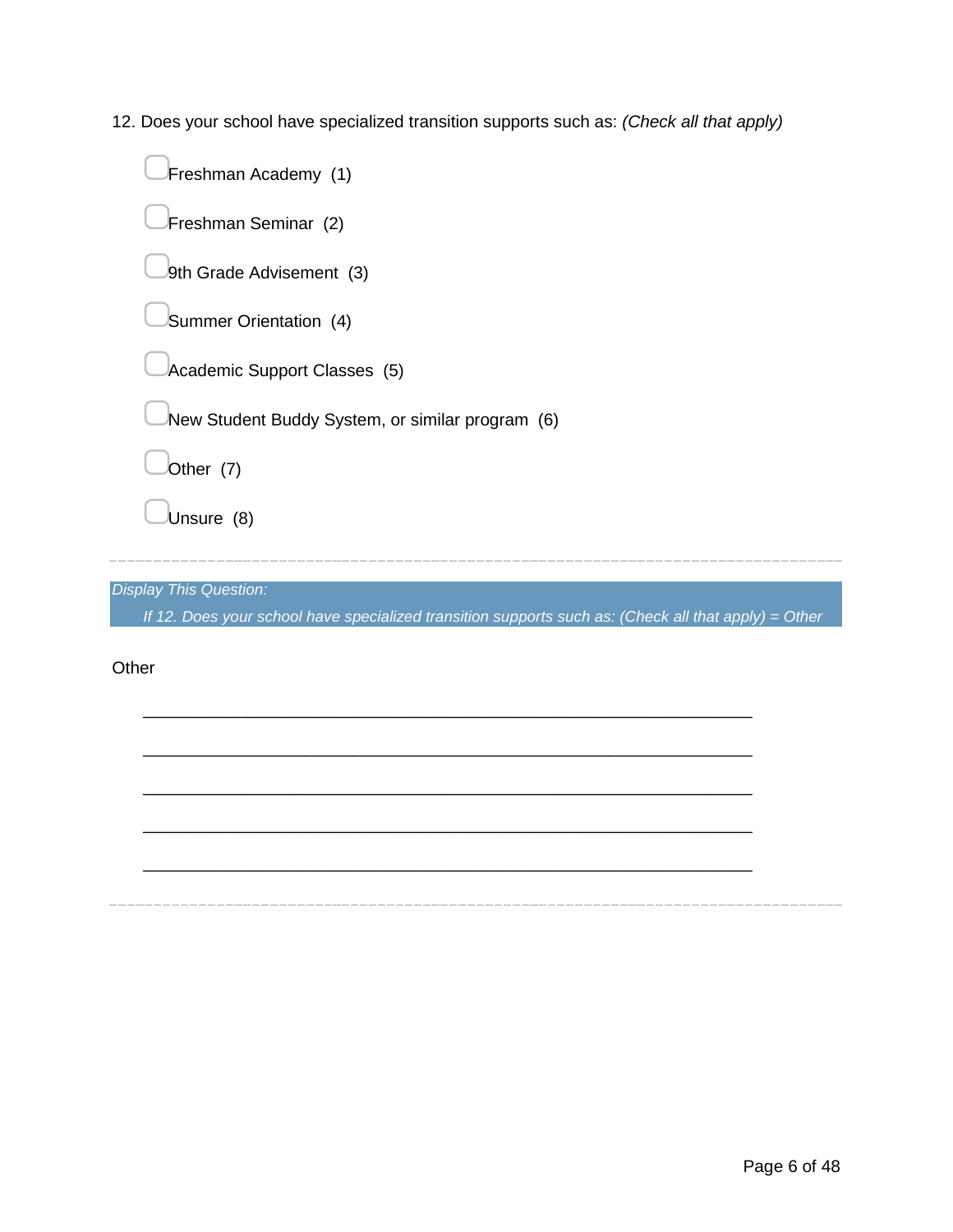12. Does your school have specialized transition supports such as: *(Check all that apply)*

- ▢ Freshman Academy (1)
- ▢ Freshman Seminar (2)
- ▢ 9th Grade Advisement (3)
- ▢ Summer Orientation (4)
- ▢ Academic Support Classes (5)
- ▢ New Student Buddy System, or similar program (6)
- ▢ Other (7)
- ▢ Unsure (8)

---

*Display This Question:*

*If 12. Does your school have specialized transition supports such as: (Check all that apply) = Other*

Other

________________________________________________________________

________________________________________________________________

________________________________________________________________

________________________________________________________________

________________________________________________________________

---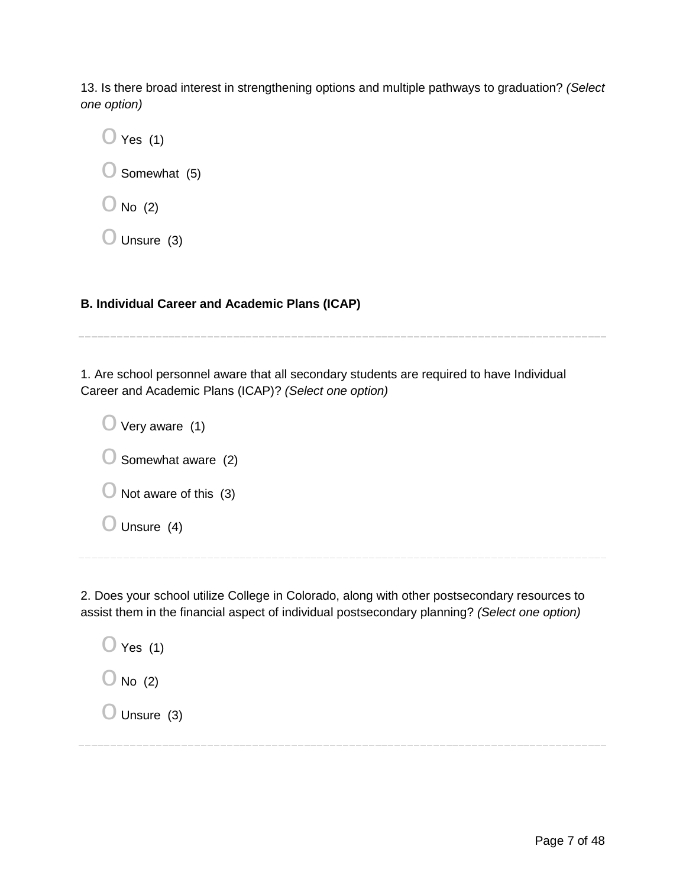13. Is there broad interest in strengthening options and multiple pathways to graduation? *(Select one option)*

- Yes (1)
- Somewhat (5)
- No (2)
- Unsure (3)

**B. Individual Career and Academic Plans (ICAP)**

---

1. Are school personnel aware that all secondary students are required to have Individual Career and Academic Plans (ICAP)? *(Select one option)*

- Very aware (1)
- Somewhat aware (2)
- Not aware of this (3)
- Unsure (4)

---

2. Does your school utilize College in Colorado, along with other postsecondary resources to assist them in the financial aspect of individual postsecondary planning? *(Select one option)*

- Yes (1)
- No (2)
- Unsure (3)

---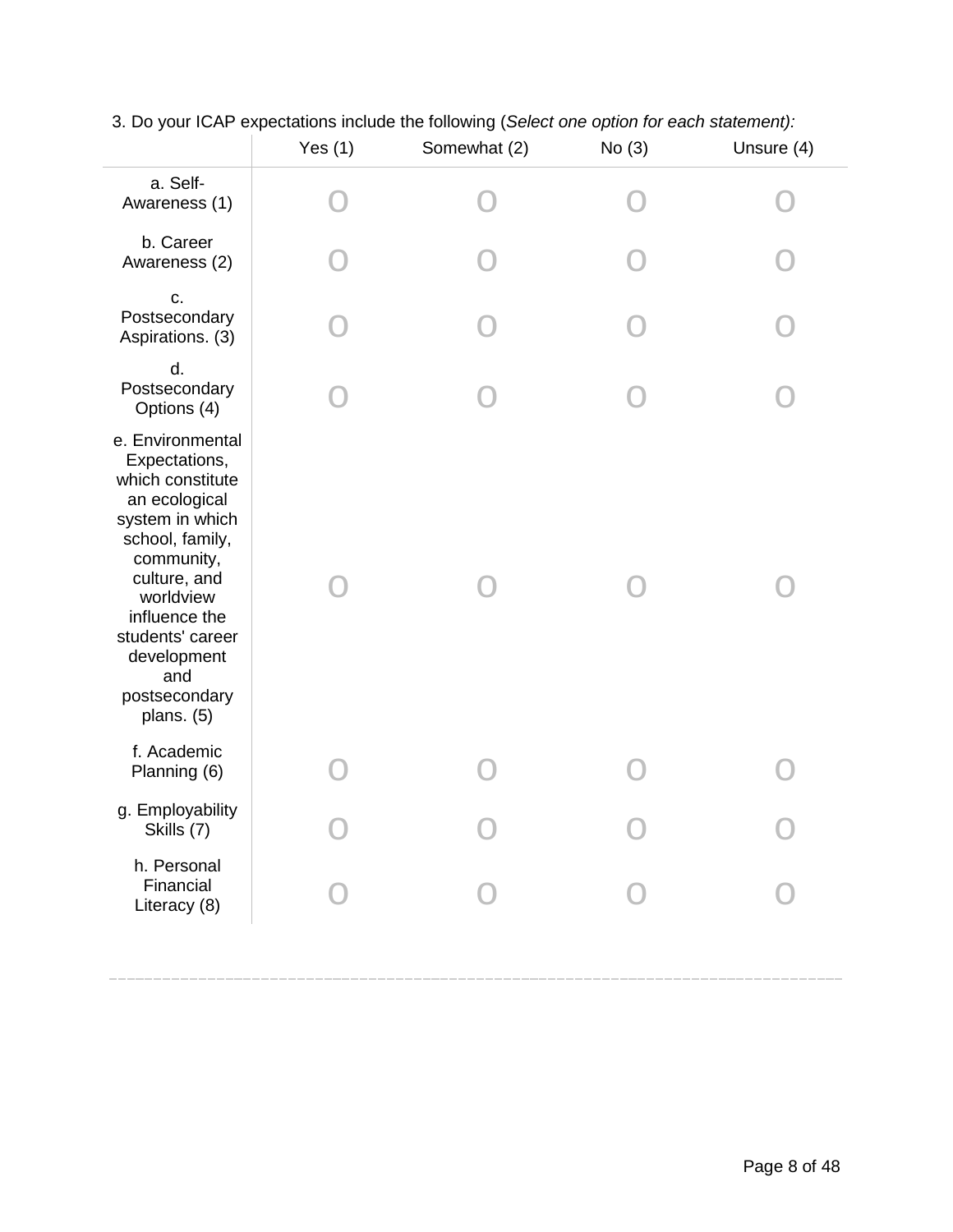3. Do your ICAP expectations include the following (*Select one option for each statement):*

| | Yes (1) | Somewhat (2) | No (3) | Unsure (4) |
|---|---|---|---|---|
| a. Self-Awareness (1) | O | O | O | O |
| b. Career Awareness (2) | O | O | O | O |
| c. Postsecondary Aspirations. (3) | O | O | O | O |
| d. Postsecondary Options (4) | O | O | O | O |
| e. Environmental Expectations, which constitute an ecological system in which school, family, community, culture, and worldview influence the students' career development and postsecondary plans. (5) | O | O | O | O |
| f. Academic Planning (6) | O | O | O | O |
| g. Employability Skills (7) | O | O | O | O |
| h. Personal Financial Literacy (8) | O | O | O | O |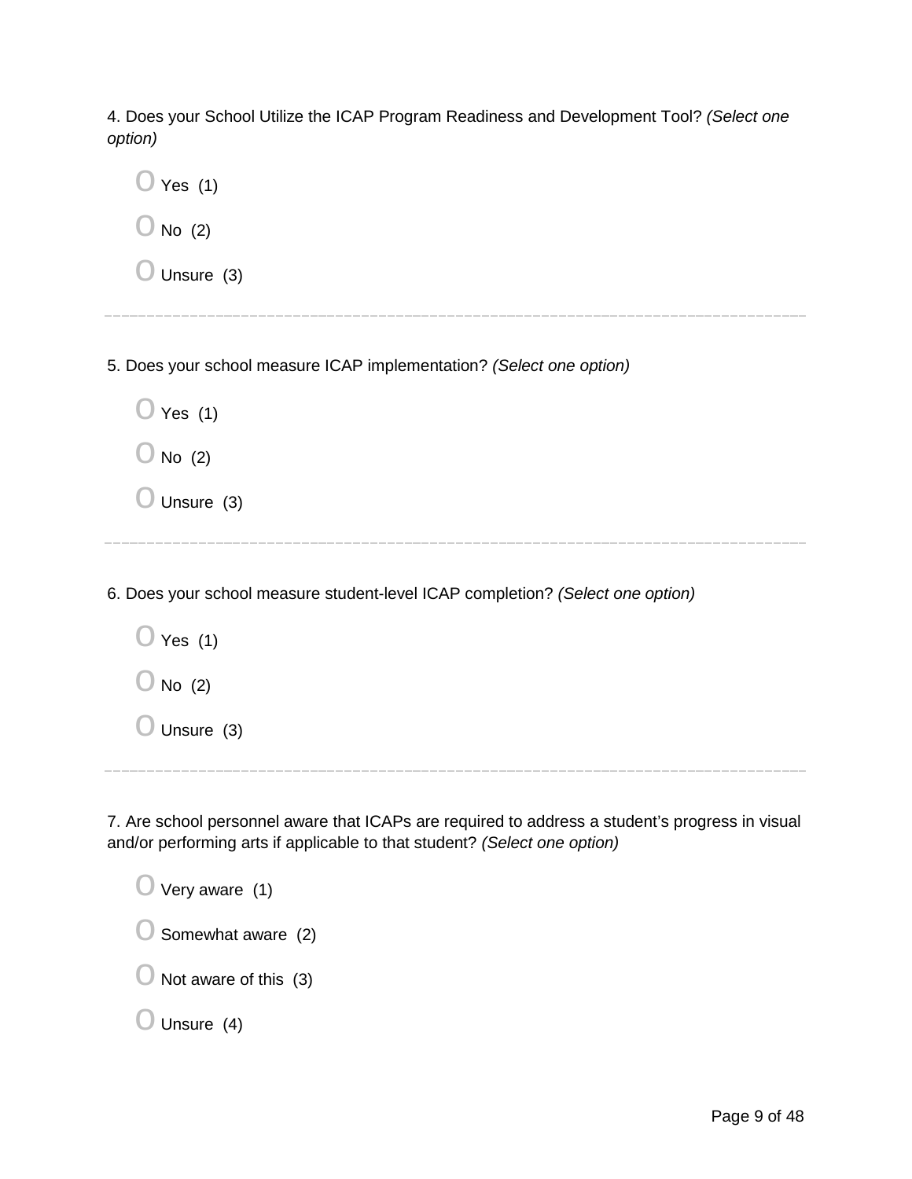4. Does your School Utilize the ICAP Program Readiness and Development Tool? *(Select one option)*

- O Yes (1)
- O No (2)
- O Unsure (3)

---

5. Does your school measure ICAP implementation? *(Select one option)*

- O Yes (1)
- O No (2)
- O Unsure (3)

---

6. Does your school measure student-level ICAP completion? *(Select one option)*

- O Yes (1)
- O No (2)
- O Unsure (3)

---

7. Are school personnel aware that ICAPs are required to address a student's progress in visual and/or performing arts if applicable to that student? *(Select one option)*

- O Very aware (1)
- O Somewhat aware (2)
- O Not aware of this (3)
- O Unsure (4)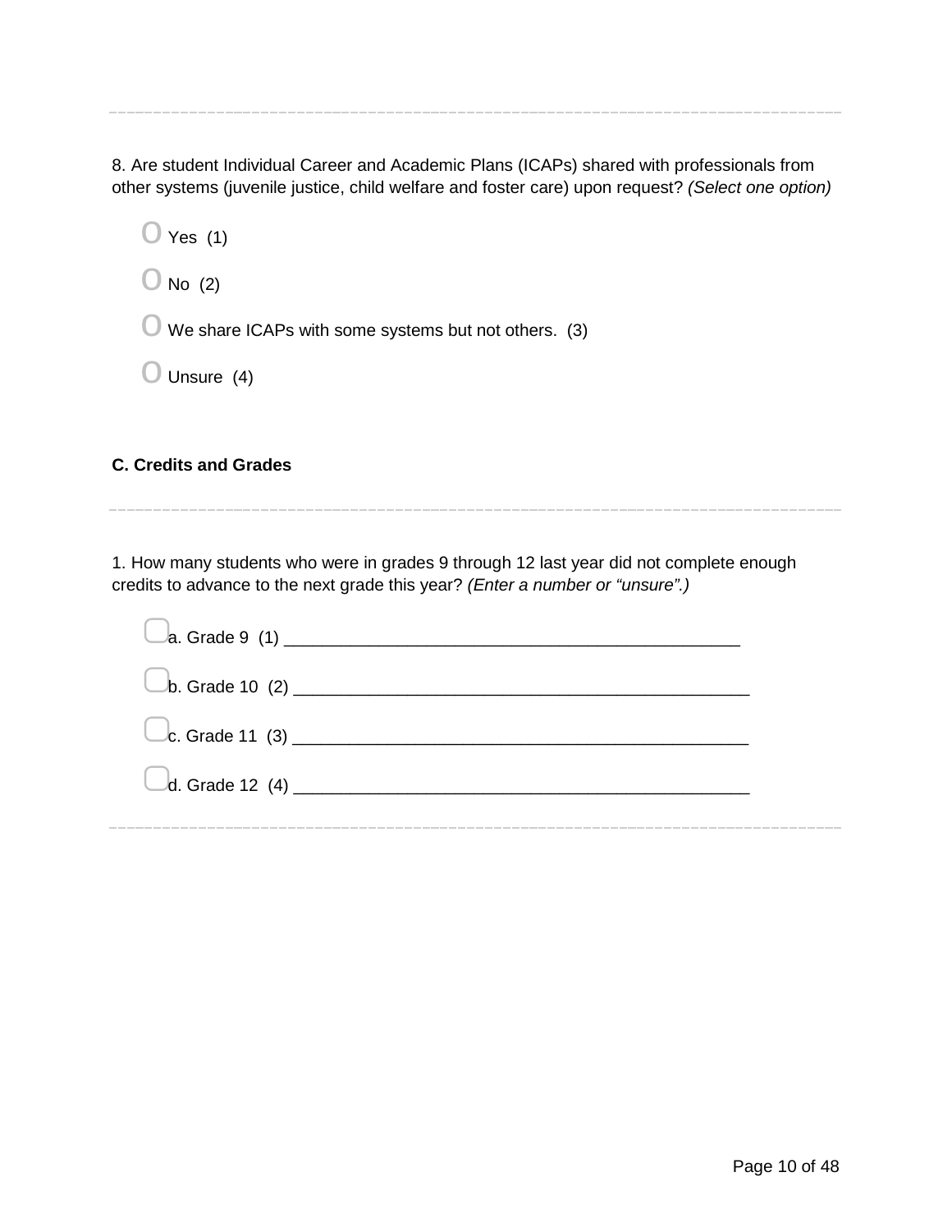---

8. Are student Individual Career and Academic Plans (ICAPs) shared with professionals from other systems (juvenile justice, child welfare and foster care) upon request? *(Select one option)*

- ○ Yes (1)
- ○ No (2)
- ○ We share ICAPs with some systems but not others. (3)
- ○ Unsure (4)

**C. Credits and Grades**

---

1. How many students who were in grades 9 through 12 last year did not complete enough credits to advance to the next grade this year? *(Enter a number or "unsure".)*

- ▢ a. Grade 9 (1) ________________________________________________
- ▢ b. Grade 10 (2) ________________________________________________
- ▢ c. Grade 11 (3) ________________________________________________
- ▢ d. Grade 12 (4) ________________________________________________

---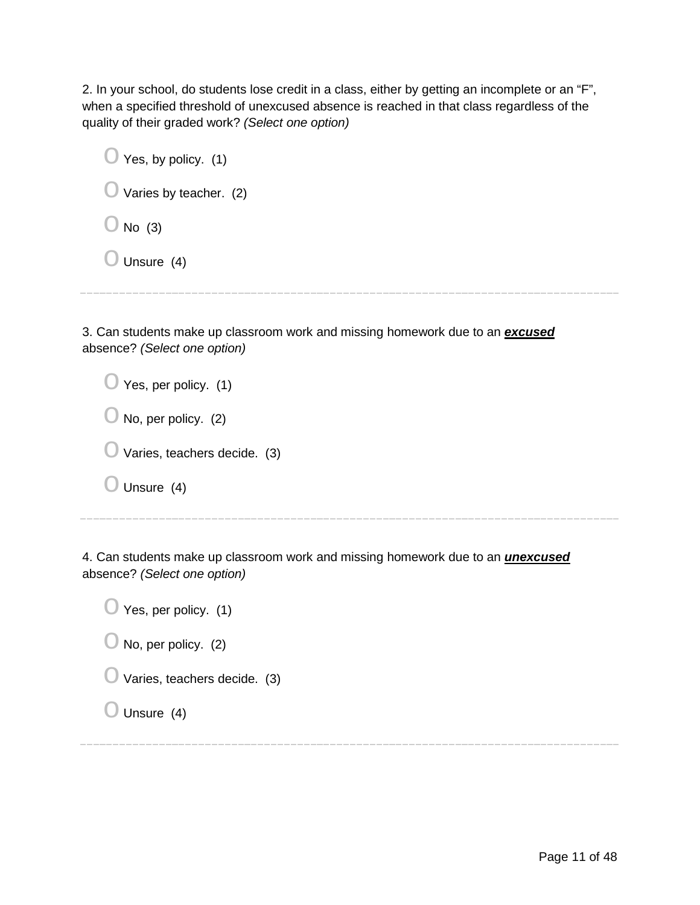2. In your school, do students lose credit in a class, either by getting an incomplete or an "F", when a specified threshold of unexcused absence is reached in that class regardless of the quality of their graded work? *(Select one option)*

- Yes, by policy.  (1)
- Varies by teacher.  (2)
- No  (3)
- Unsure  (4)

---

3. Can students make up classroom work and missing homework due to an ***excused*** absence? *(Select one option)*

- Yes, per policy.  (1)
- No, per policy.  (2)
- Varies, teachers decide.  (3)
- Unsure  (4)

---

4. Can students make up classroom work and missing homework due to an ***unexcused*** absence? *(Select one option)*

- Yes, per policy.  (1)
- No, per policy.  (2)
- Varies, teachers decide.  (3)
- Unsure  (4)

---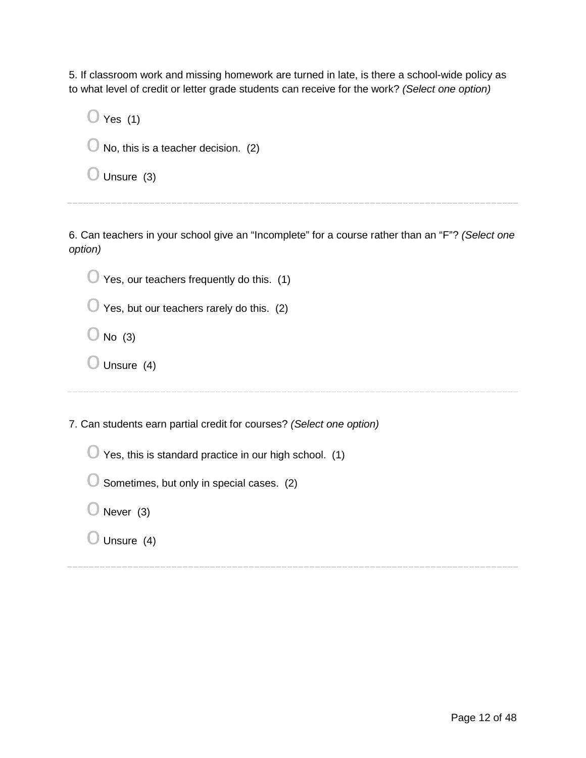5. If classroom work and missing homework are turned in late, is there a school-wide policy as to what level of credit or letter grade students can receive for the work? *(Select one option)*

- O Yes (1)
- O No, this is a teacher decision. (2)
- O Unsure (3)

---

6. Can teachers in your school give an “Incomplete” for a course rather than an “F”? *(Select one option)*

- O Yes, our teachers frequently do this. (1)
- O Yes, but our teachers rarely do this. (2)
- O No (3)
- O Unsure (4)

---

7. Can students earn partial credit for courses? *(Select one option)*

- O Yes, this is standard practice in our high school. (1)
- O Sometimes, but only in special cases. (2)
- O Never (3)
- O Unsure (4)

---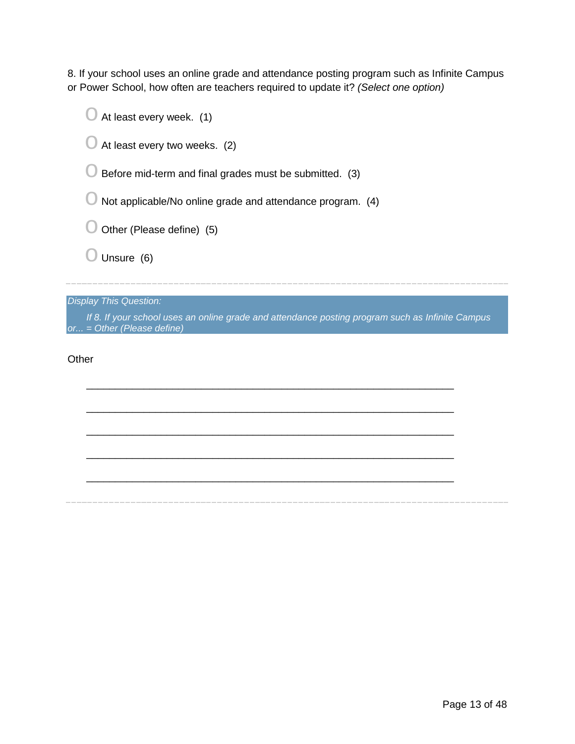8. If your school uses an online grade and attendance posting program such as Infinite Campus or Power School, how often are teachers required to update it? *(Select one option)*

- At least every week. (1)
- At least every two weeks. (2)
- Before mid-term and final grades must be submitted. (3)
- Not applicable/No online grade and attendance program. (4)
- Other (Please define) (5)
- Unsure (6)

---

*Display This Question:*

*If 8. If your school uses an online grade and attendance posting program such as Infinite Campus or... = Other (Please define)*

Other

________________________________________________________________

________________________________________________________________

________________________________________________________________

________________________________________________________________

________________________________________________________________

---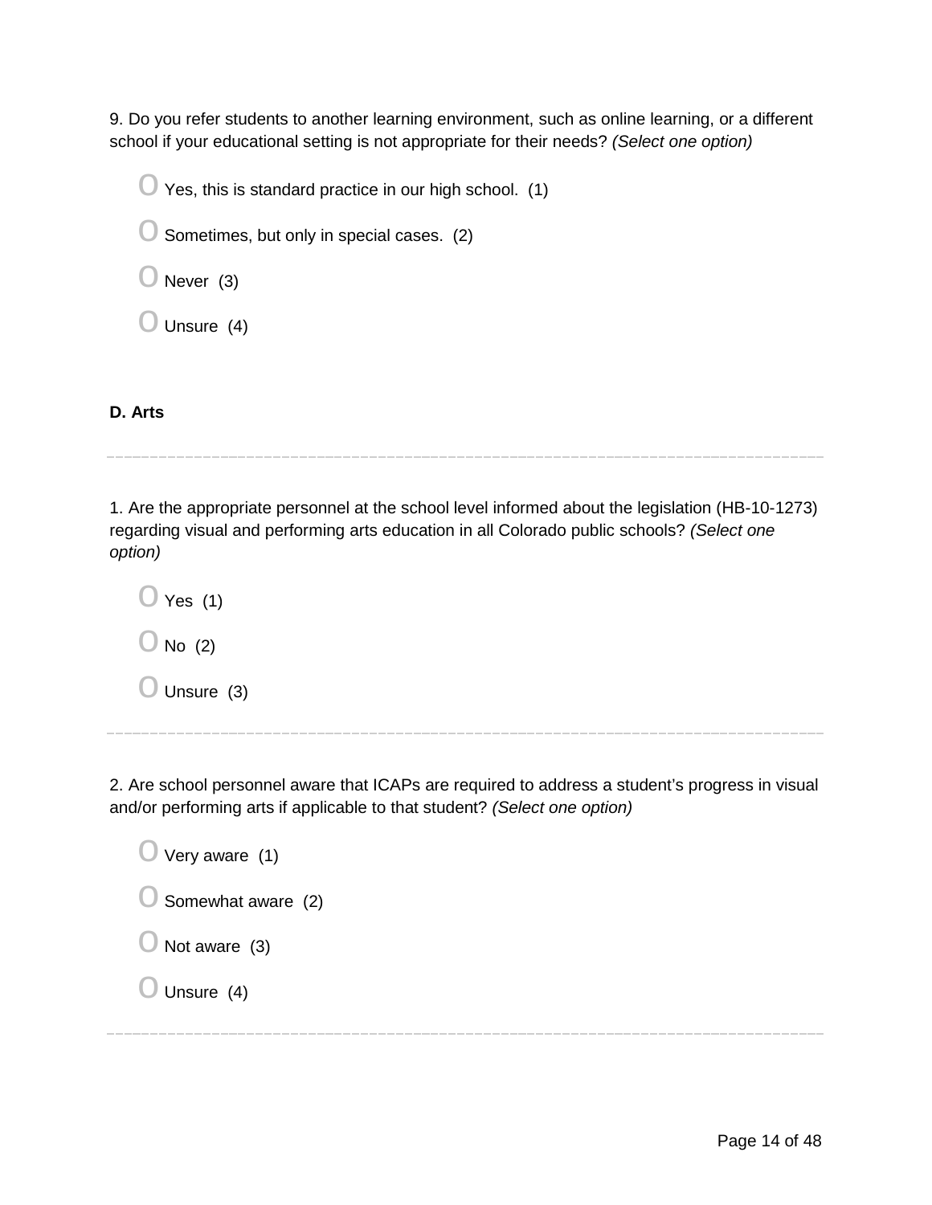9. Do you refer students to another learning environment, such as online learning, or a different school if your educational setting is not appropriate for their needs? *(Select one option)*

- Yes, this is standard practice in our high school. (1)
- Sometimes, but only in special cases. (2)
- Never (3)
- Unsure (4)

**D. Arts**

---

1. Are the appropriate personnel at the school level informed about the legislation (HB-10-1273) regarding visual and performing arts education in all Colorado public schools? *(Select one option)*

- Yes (1)
- No (2)
- Unsure (3)

---

2. Are school personnel aware that ICAPs are required to address a student's progress in visual and/or performing arts if applicable to that student? *(Select one option)*

- Very aware (1)
- Somewhat aware (2)
- Not aware (3)
- Unsure (4)

---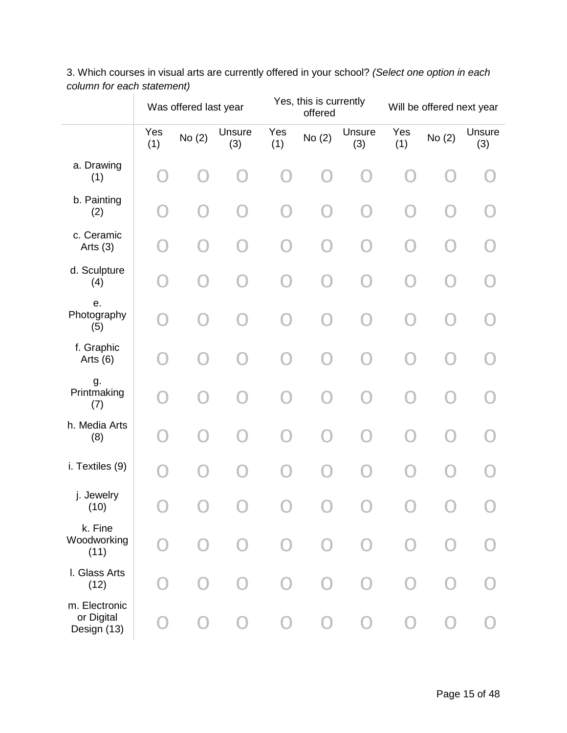3. Which courses in visual arts are currently offered in your school? *(Select one option in each column for each statement)*

| | Was offered last year | | | Yes, this is currently offered | | | Will be offered next year | | |
|---|---|---|---|---|---|---|---|---|---|
| | Yes (1) | No (2) | Unsure (3) | Yes (1) | No (2) | Unsure (3) | Yes (1) | No (2) | Unsure (3) |
| a. Drawing (1) | O | O | O | O | O | O | O | O | O |
| b. Painting (2) | O | O | O | O | O | O | O | O | O |
| c. Ceramic Arts (3) | O | O | O | O | O | O | O | O | O |
| d. Sculpture (4) | O | O | O | O | O | O | O | O | O |
| e. Photography (5) | O | O | O | O | O | O | O | O | O |
| f. Graphic Arts (6) | O | O | O | O | O | O | O | O | O |
| g. Printmaking (7) | O | O | O | O | O | O | O | O | O |
| h. Media Arts (8) | O | O | O | O | O | O | O | O | O |
| i. Textiles (9) | O | O | O | O | O | O | O | O | O |
| j. Jewelry (10) | O | O | O | O | O | O | O | O | O |
| k. Fine Woodworking (11) | O | O | O | O | O | O | O | O | O |
| l. Glass Arts (12) | O | O | O | O | O | O | O | O | O |
| m. Electronic or Digital Design (13) | O | O | O | O | O | O | O | O | O |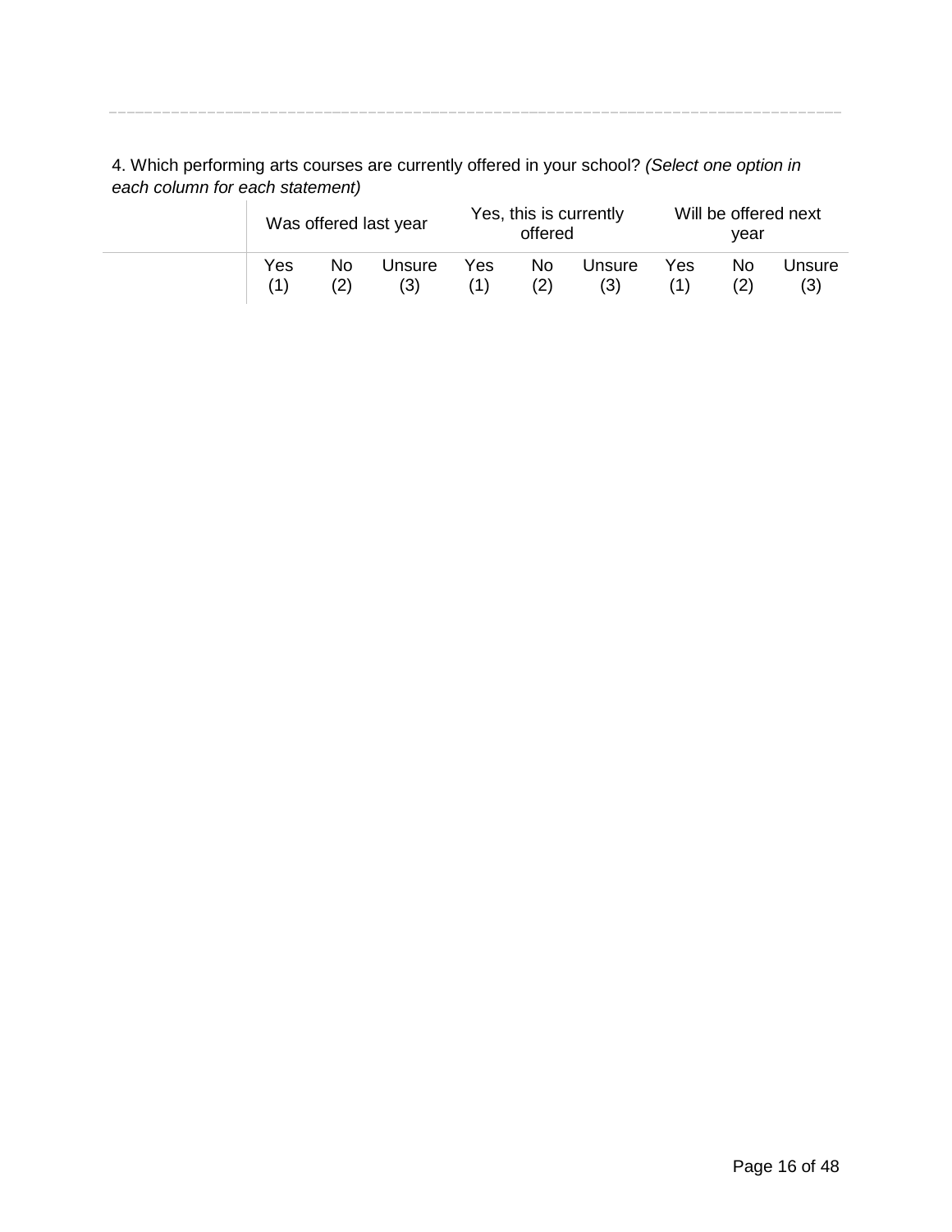4. Which performing arts courses are currently offered in your school? *(Select one option in each column for each statement)*

| | Was offered last year | | | Yes, this is currently offered | | | Will be offered next year | | |
|---|---|---|---|---|---|---|---|---|---|
| | Yes (1) | No (2) | Unsure (3) | Yes (1) | No (2) | Unsure (3) | Yes (1) | No (2) | Unsure (3) |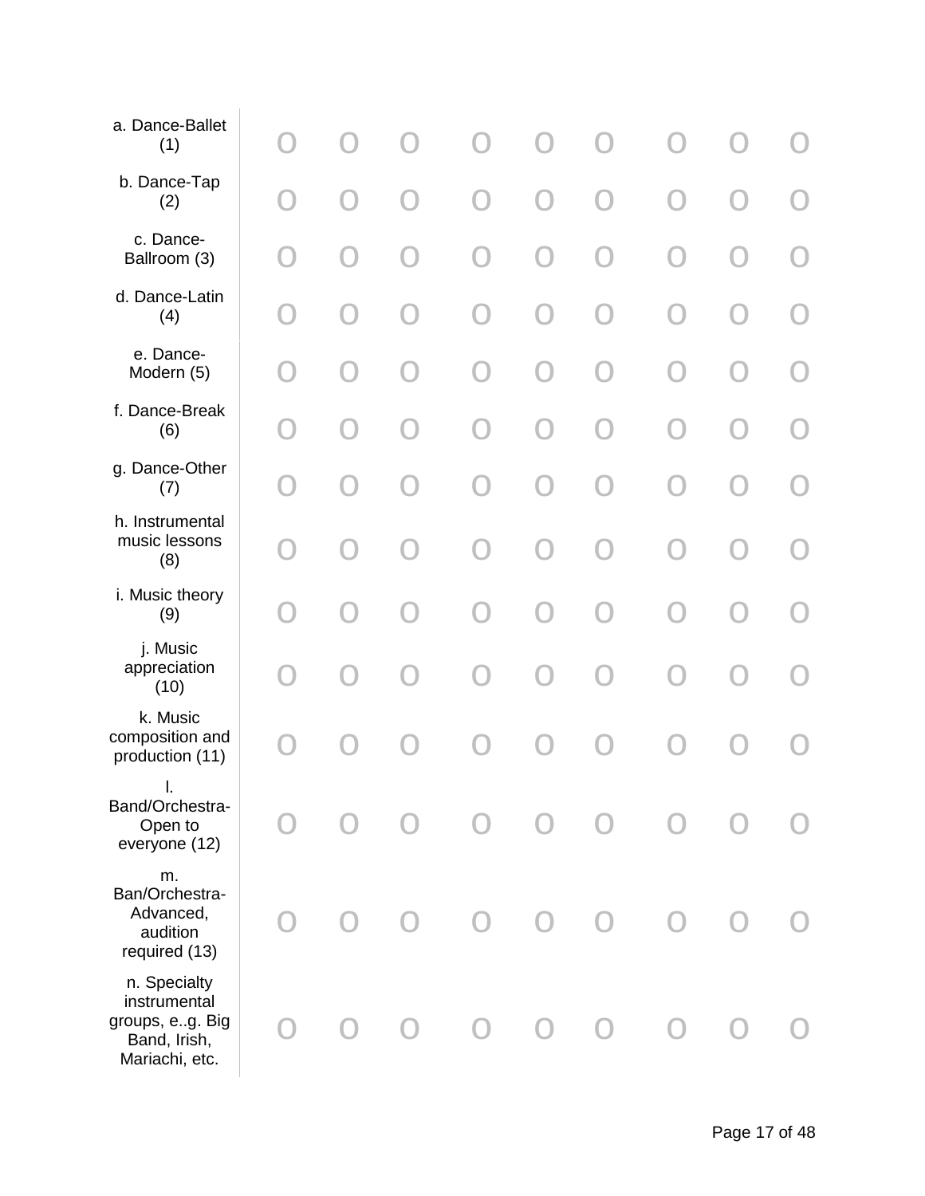| | | | | | | | | | |
|---|---|---|---|---|---|---|---|---|---|
| a. Dance-Ballet (1) | O | O | O | O | O | O | O | O | O |
| b. Dance-Tap (2) | O | O | O | O | O | O | O | O | O |
| c. Dance-Ballroom (3) | O | O | O | O | O | O | O | O | O |
| d. Dance-Latin (4) | O | O | O | O | O | O | O | O | O |
| e. Dance-Modern (5) | O | O | O | O | O | O | O | O | O |
| f. Dance-Break (6) | O | O | O | O | O | O | O | O | O |
| g. Dance-Other (7) | O | O | O | O | O | O | O | O | O |
| h. Instrumental music lessons (8) | O | O | O | O | O | O | O | O | O |
| i. Music theory (9) | O | O | O | O | O | O | O | O | O |
| j. Music appreciation (10) | O | O | O | O | O | O | O | O | O |
| k. Music composition and production (11) | O | O | O | O | O | O | O | O | O |
| l. Band/Orchestra-Open to everyone (12) | O | O | O | O | O | O | O | O | O |
| m. Ban/Orchestra-Advanced, audition required (13) | O | O | O | O | O | O | O | O | O |
| n. Specialty instrumental groups, e..g. Big Band, Irish, Mariachi, etc. | O | O | O | O | O | O | O | O | O |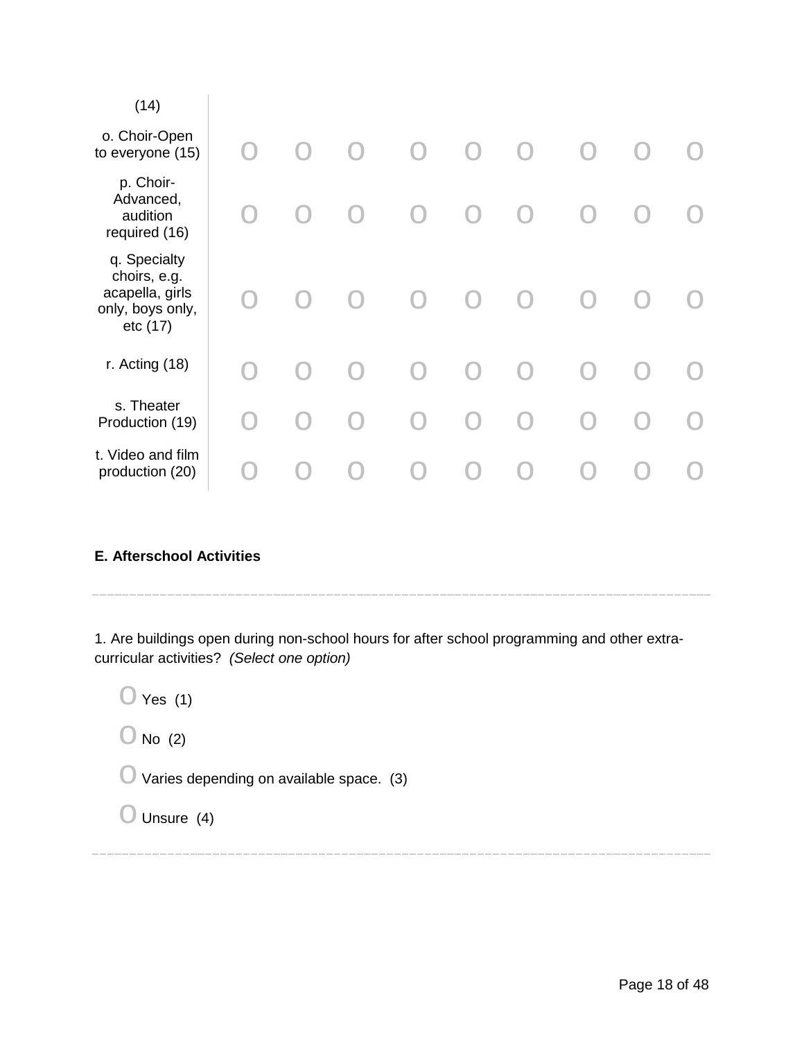| | | | | | | | | | |
|---|---|---|---|---|---|---|---|---|---|
| (14) | | | | | | | | | |
| o. Choir-Open to everyone (15) | O | O | O | O | O | O | O | O | O |
| p. Choir-Advanced, audition required (16) | O | O | O | O | O | O | O | O | O |
| q. Specialty choirs, e.g. acapella, girls only, boys only, etc (17) | O | O | O | O | O | O | O | O | O |
| r. Acting (18) | O | O | O | O | O | O | O | O | O |
| s. Theater Production (19) | O | O | O | O | O | O | O | O | O |
| t. Video and film production (20) | O | O | O | O | O | O | O | O | O |

**E. Afterschool Activities**

---

1. Are buildings open during non-school hours for after school programming and other extra-curricular activities? *(Select one option)*

O Yes (1)

O No (2)

O Varies depending on available space. (3)

O Unsure (4)

---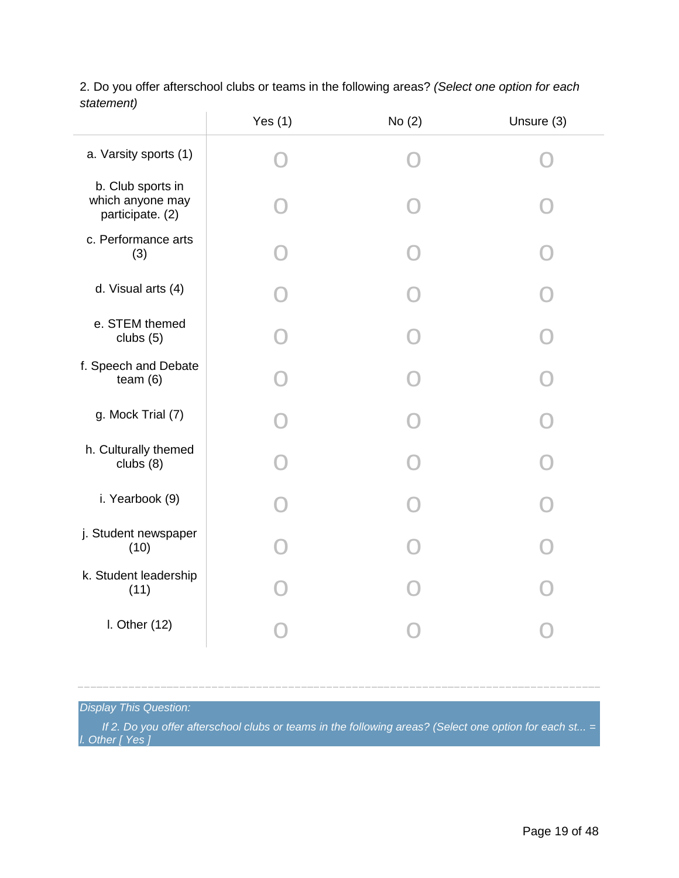2. Do you offer afterschool clubs or teams in the following areas? *(Select one option for each statement)*

| | Yes (1) | No (2) | Unsure (3) |
|---|---|---|---|
| a. Varsity sports (1) | O | O | O |
| b. Club sports in which anyone may participate. (2) | O | O | O |
| c. Performance arts (3) | O | O | O |
| d. Visual arts (4) | O | O | O |
| e. STEM themed clubs (5) | O | O | O |
| f. Speech and Debate team (6) | O | O | O |
| g. Mock Trial (7) | O | O | O |
| h. Culturally themed clubs (8) | O | O | O |
| i. Yearbook (9) | O | O | O |
| j. Student newspaper (10) | O | O | O |
| k. Student leadership (11) | O | O | O |
| l. Other (12) | O | O | O |

---

*Display This Question:*

*If 2. Do you offer afterschool clubs or teams in the following areas? (Select one option for each st... = l. Other [ Yes ]*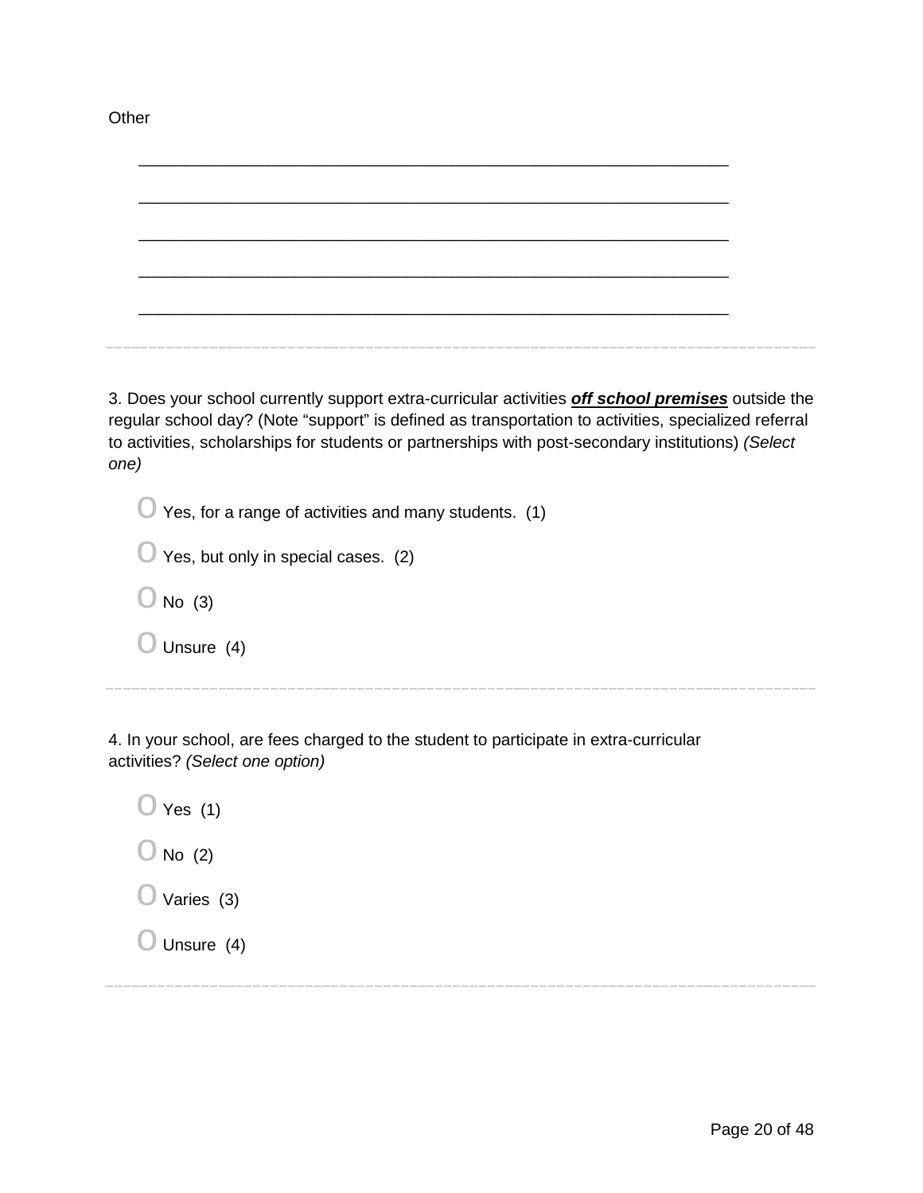Other

________________________________________________________________

________________________________________________________________

________________________________________________________________

________________________________________________________________

________________________________________________________________

---

3. Does your school currently support extra-curricular activities ***off school premises*** outside the regular school day? (Note "support" is defined as transportation to activities, specialized referral to activities, scholarships for students or partnerships with post-secondary institutions) *(Select one)*

- O Yes, for a range of activities and many students. (1)
- O Yes, but only in special cases. (2)
- O No (3)
- O Unsure (4)

---

4. In your school, are fees charged to the student to participate in extra-curricular activities? *(Select one option)*

- O Yes (1)
- O No (2)
- O Varies (3)
- O Unsure (4)

---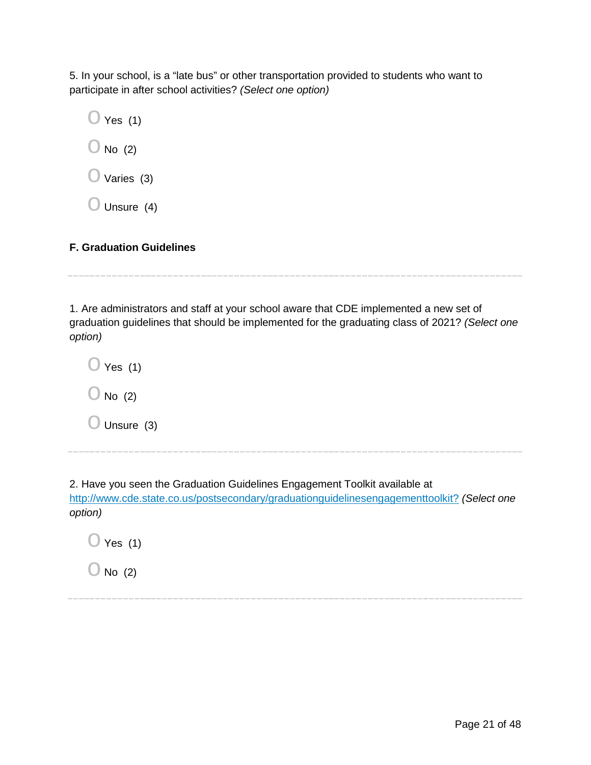5. In your school, is a “late bus” or other transportation provided to students who want to participate in after school activities? *(Select one option)*

- Yes (1)
- No (2)
- Varies (3)
- Unsure (4)

**F. Graduation Guidelines**

---

1. Are administrators and staff at your school aware that CDE implemented a new set of graduation guidelines that should be implemented for the graduating class of 2021? *(Select one option)*

- Yes (1)
- No (2)
- Unsure (3)

---

2. Have you seen the Graduation Guidelines Engagement Toolkit available at [http://www.cde.state.co.us/postsecondary/graduationguidelinesengagementtoolkit?](http://www.cde.state.co.us/postsecondary/graduationguidelinesengagementtoolkit) *(Select one option)*

- Yes (1)
- No (2)

---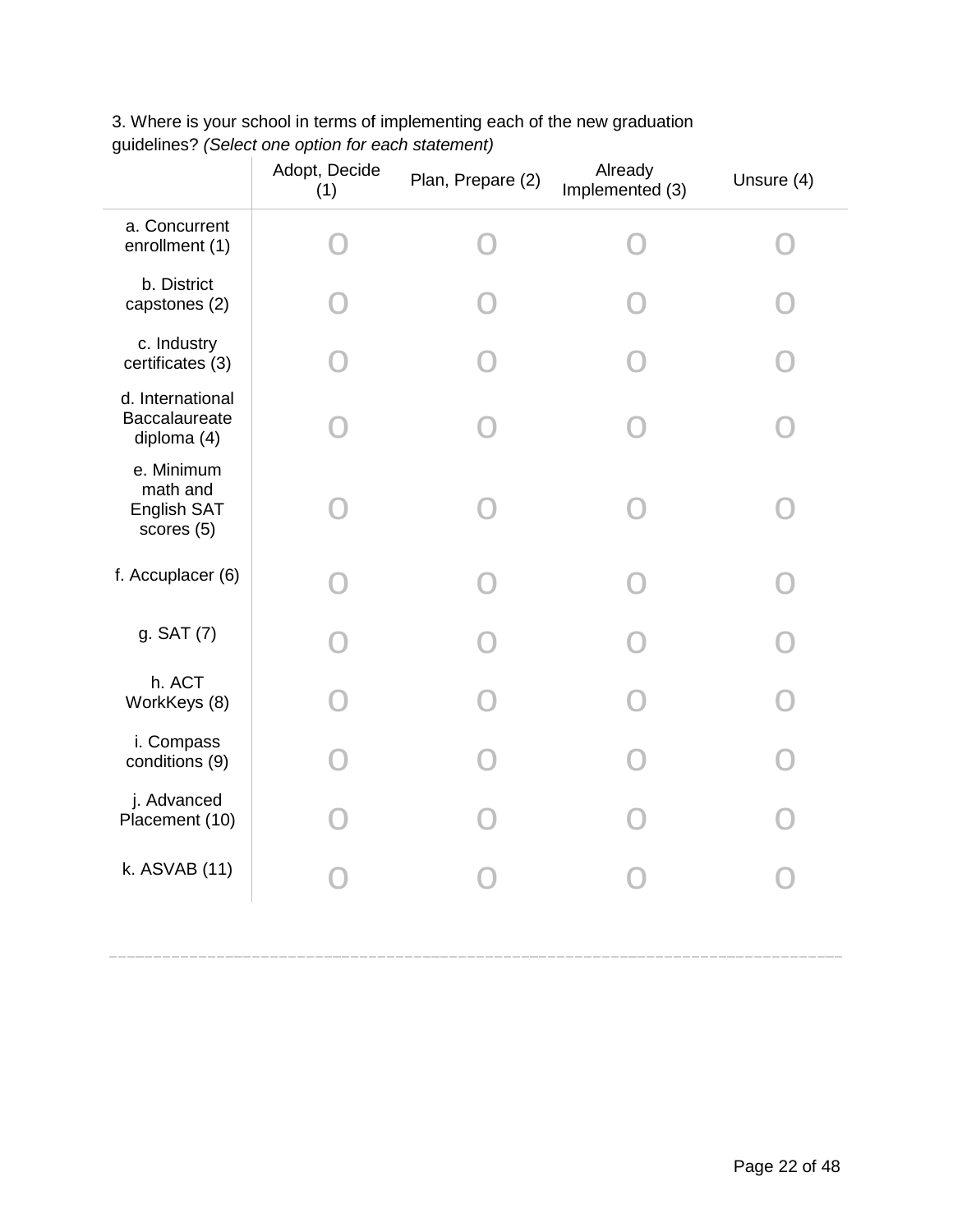3. Where is your school in terms of implementing each of the new graduation guidelines? *(Select one option for each statement)*

| | Adopt, Decide (1) | Plan, Prepare (2) | Already Implemented (3) | Unsure (4) |
|---|---|---|---|---|
| a. Concurrent enrollment (1) | O | O | O | O |
| b. District capstones (2) | O | O | O | O |
| c. Industry certificates (3) | O | O | O | O |
| d. International Baccalaureate diploma (4) | O | O | O | O |
| e. Minimum math and English SAT scores (5) | O | O | O | O |
| f. Accuplacer (6) | O | O | O | O |
| g. SAT (7) | O | O | O | O |
| h. ACT WorkKeys (8) | O | O | O | O |
| i. Compass conditions (9) | O | O | O | O |
| j. Advanced Placement (10) | O | O | O | O |
| k. ASVAB (11) | O | O | O | O |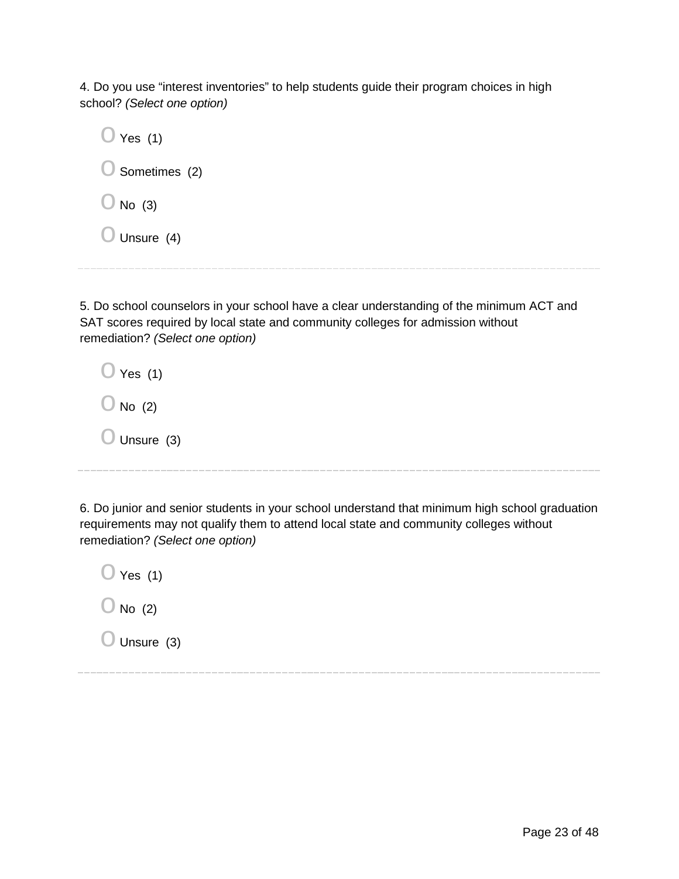4. Do you use “interest inventories” to help students guide their program choices in high school? *(Select one option)*

- O Yes (1)
- O Sometimes (2)
- O No (3)
- O Unsure (4)

---

5. Do school counselors in your school have a clear understanding of the minimum ACT and SAT scores required by local state and community colleges for admission without remediation? *(Select one option)*

- O Yes (1)
- O No (2)
- O Unsure (3)

---

6. Do junior and senior students in your school understand that minimum high school graduation requirements may not qualify them to attend local state and community colleges without remediation? *(Select one option)*

- O Yes (1)
- O No (2)
- O Unsure (3)

---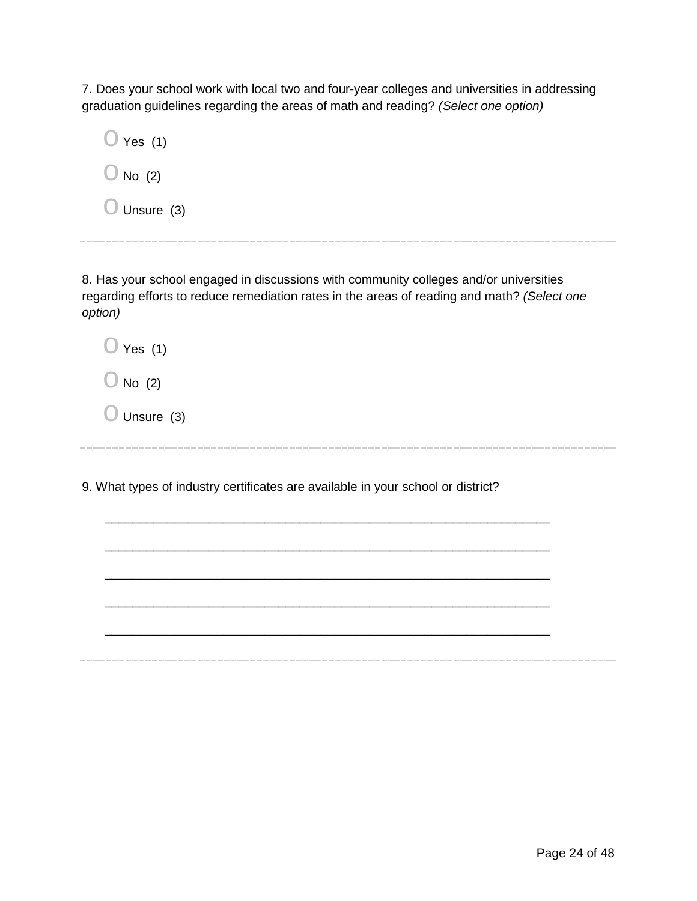7. Does your school work with local two and four-year colleges and universities in addressing graduation guidelines regarding the areas of math and reading? *(Select one option)*

O Yes (1)

O No (2)

O Unsure (3)

---

8. Has your school engaged in discussions with community colleges and/or universities regarding efforts to reduce remediation rates in the areas of reading and math? *(Select one option)*

O Yes (1)

O No (2)

O Unsure (3)

---

9. What types of industry certificates are available in your school or district?

________________________________________________________________

________________________________________________________________

________________________________________________________________

________________________________________________________________

________________________________________________________________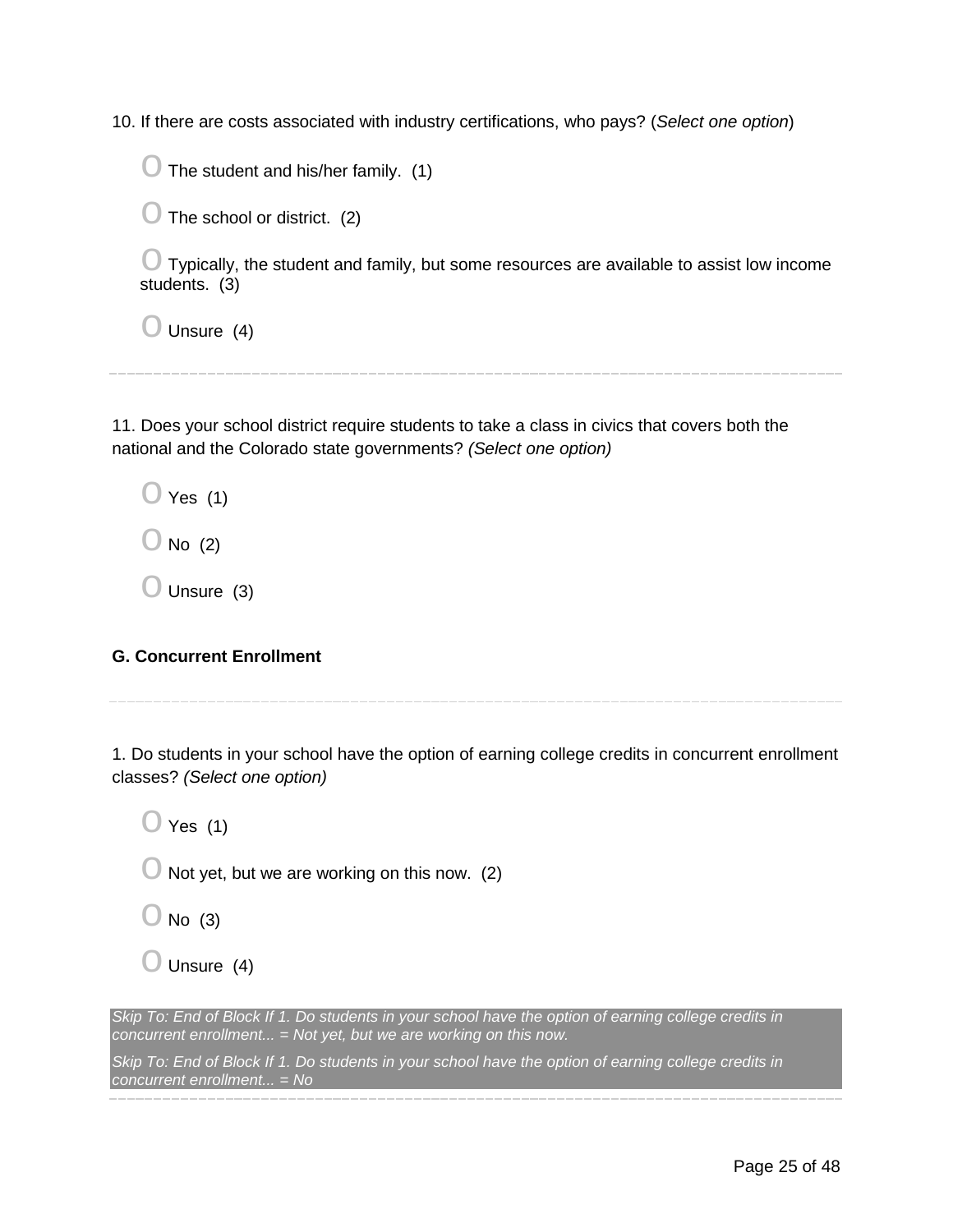10. If there are costs associated with industry certifications, who pays? (*Select one option*)

- The student and his/her family. (1)
- The school or district. (2)
- Typically, the student and family, but some resources are available to assist low income students. (3)
- Unsure (4)

---

11. Does your school district require students to take a class in civics that covers both the national and the Colorado state governments? *(Select one option)*

- Yes (1)
- No (2)
- Unsure (3)

**G. Concurrent Enrollment**

---

1. Do students in your school have the option of earning college credits in concurrent enrollment classes? *(Select one option)*

- Yes (1)
- Not yet, but we are working on this now. (2)
- No (3)
- Unsure (4)

*Skip To: End of Block If 1. Do students in your school have the option of earning college credits in concurrent enrollment... = Not yet, but we are working on this now.*

*Skip To: End of Block If 1. Do students in your school have the option of earning college credits in concurrent enrollment... = No*

---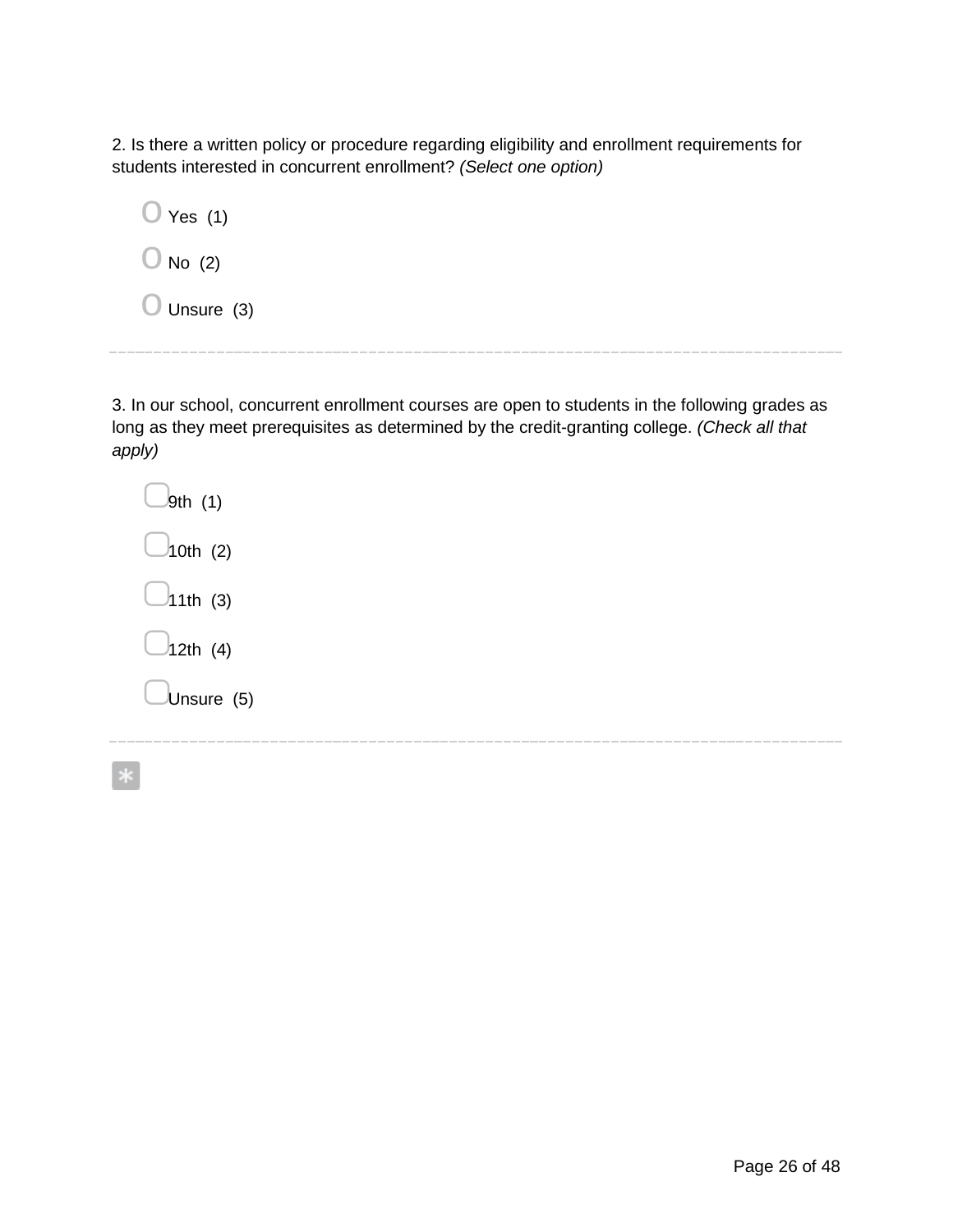2. Is there a written policy or procedure regarding eligibility and enrollment requirements for students interested in concurrent enrollment? *(Select one option)*

- Yes (1)
- No (2)
- Unsure (3)

---

3. In our school, concurrent enrollment courses are open to students in the following grades as long as they meet prerequisites as determined by the credit-granting college. *(Check all that apply)*

- 9th (1)
- 10th (2)
- 11th (3)
- 12th (4)
- Unsure (5)

---

*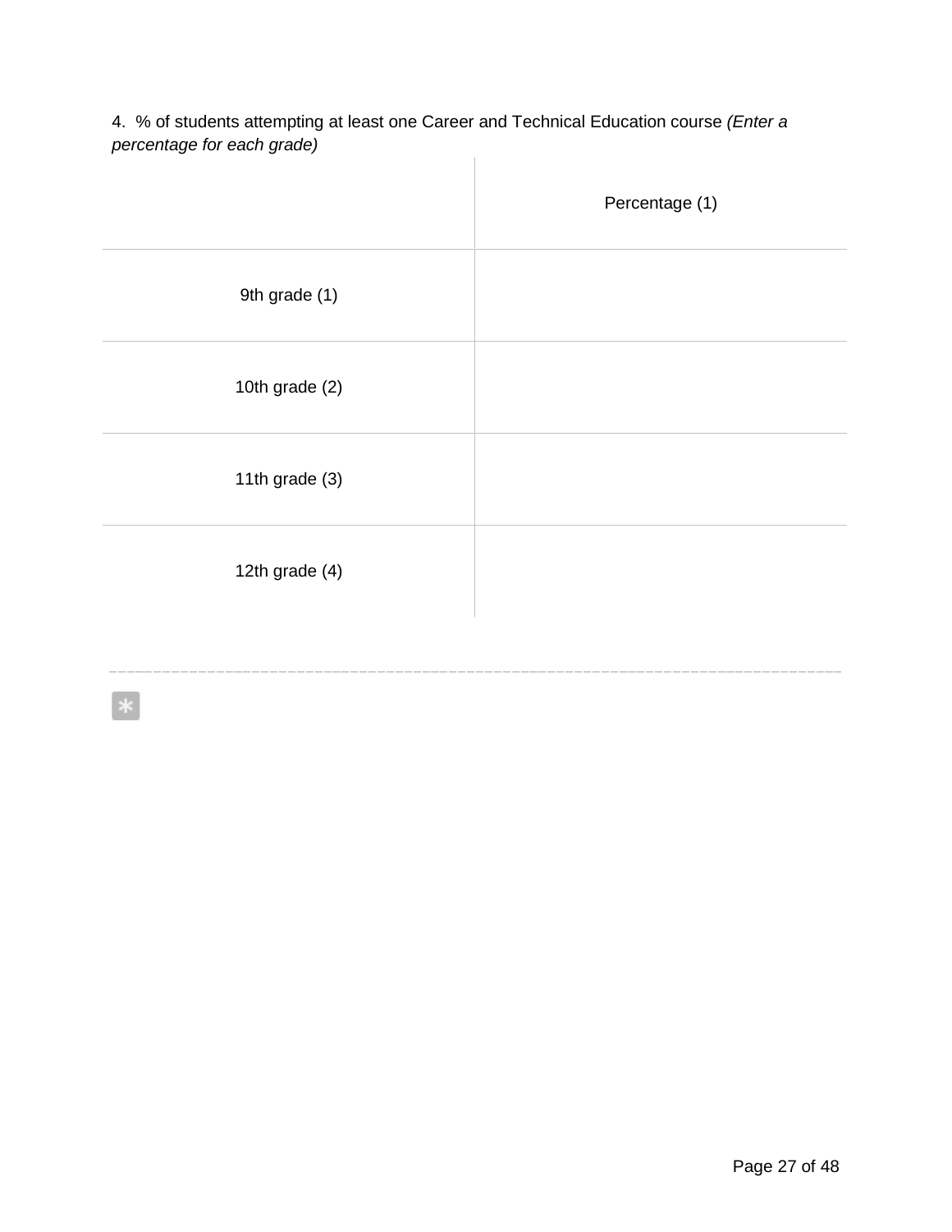4. % of students attempting at least one Career and Technical Education course *(Enter a percentage for each grade)*

| | Percentage (1) |
|---|---|
| 9th grade (1) | |
| 10th grade (2) | |
| 11th grade (3) | |
| 12th grade (4) | |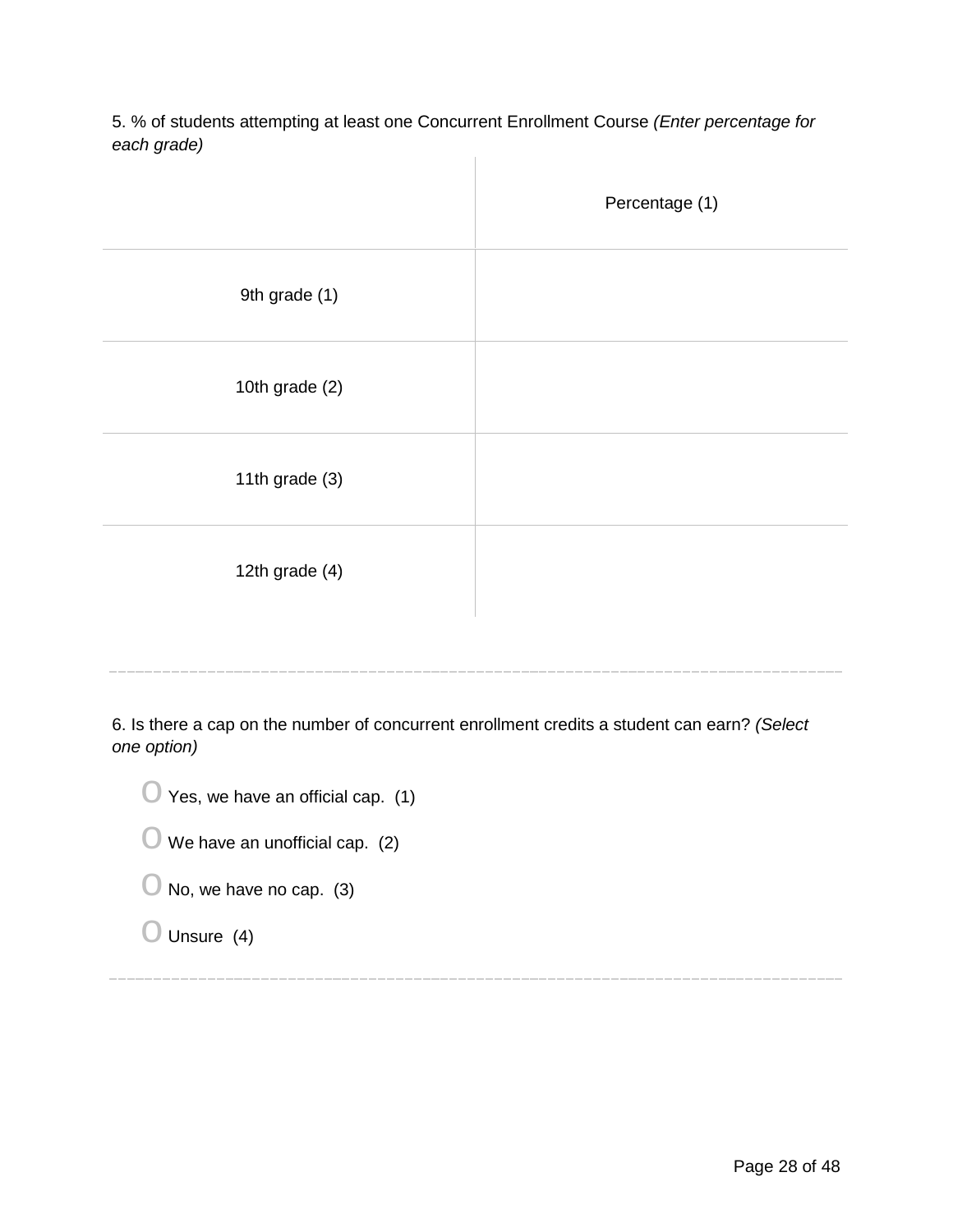5. % of students attempting at least one Concurrent Enrollment Course *(Enter percentage for each grade)*

| | Percentage (1) |
|---|---|
| 9th grade (1) | |
| 10th grade (2) | |
| 11th grade (3) | |
| 12th grade (4) | |

---

6. Is there a cap on the number of concurrent enrollment credits a student can earn? *(Select one option)*

- Yes, we have an official cap. (1)
- We have an unofficial cap. (2)
- No, we have no cap. (3)
- Unsure (4)

---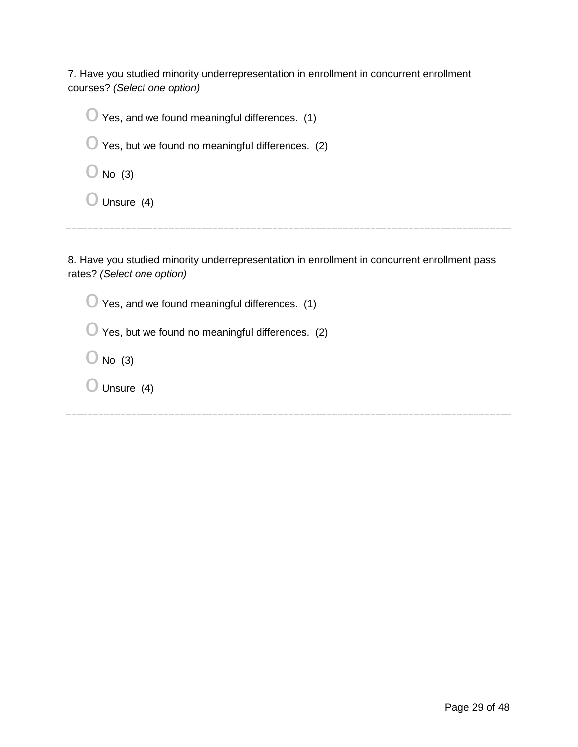7. Have you studied minority underrepresentation in enrollment in concurrent enrollment courses? *(Select one option)*

- O Yes, and we found meaningful differences. (1)
- O Yes, but we found no meaningful differences. (2)
- O No (3)
- O Unsure (4)

---

8. Have you studied minority underrepresentation in enrollment in concurrent enrollment pass rates? *(Select one option)*

- O Yes, and we found meaningful differences. (1)
- O Yes, but we found no meaningful differences. (2)
- O No (3)
- O Unsure (4)

---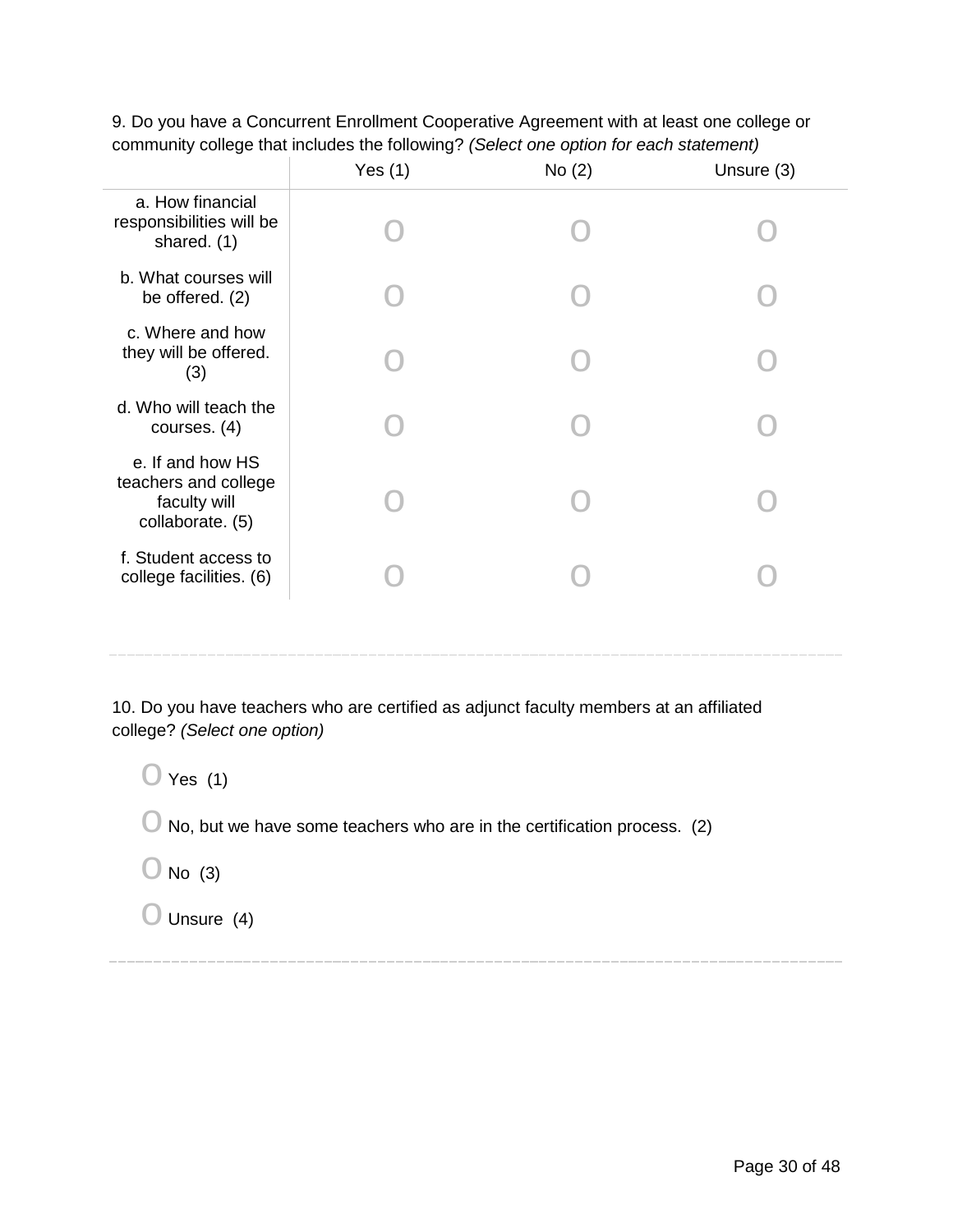9. Do you have a Concurrent Enrollment Cooperative Agreement with at least one college or community college that includes the following? *(Select one option for each statement)*

| | Yes (1) | No (2) | Unsure (3) |
|---|---|---|---|
| a. How financial responsibilities will be shared. (1) | O | O | O |
| b. What courses will be offered. (2) | O | O | O |
| c. Where and how they will be offered. (3) | O | O | O |
| d. Who will teach the courses. (4) | O | O | O |
| e. If and how HS teachers and college faculty will collaborate. (5) | O | O | O |
| f. Student access to college facilities. (6) | O | O | O |

---

10. Do you have teachers who are certified as adjunct faculty members at an affiliated college? *(Select one option)*

O Yes (1)

O No, but we have some teachers who are in the certification process. (2)

O No (3)

O Unsure (4)

---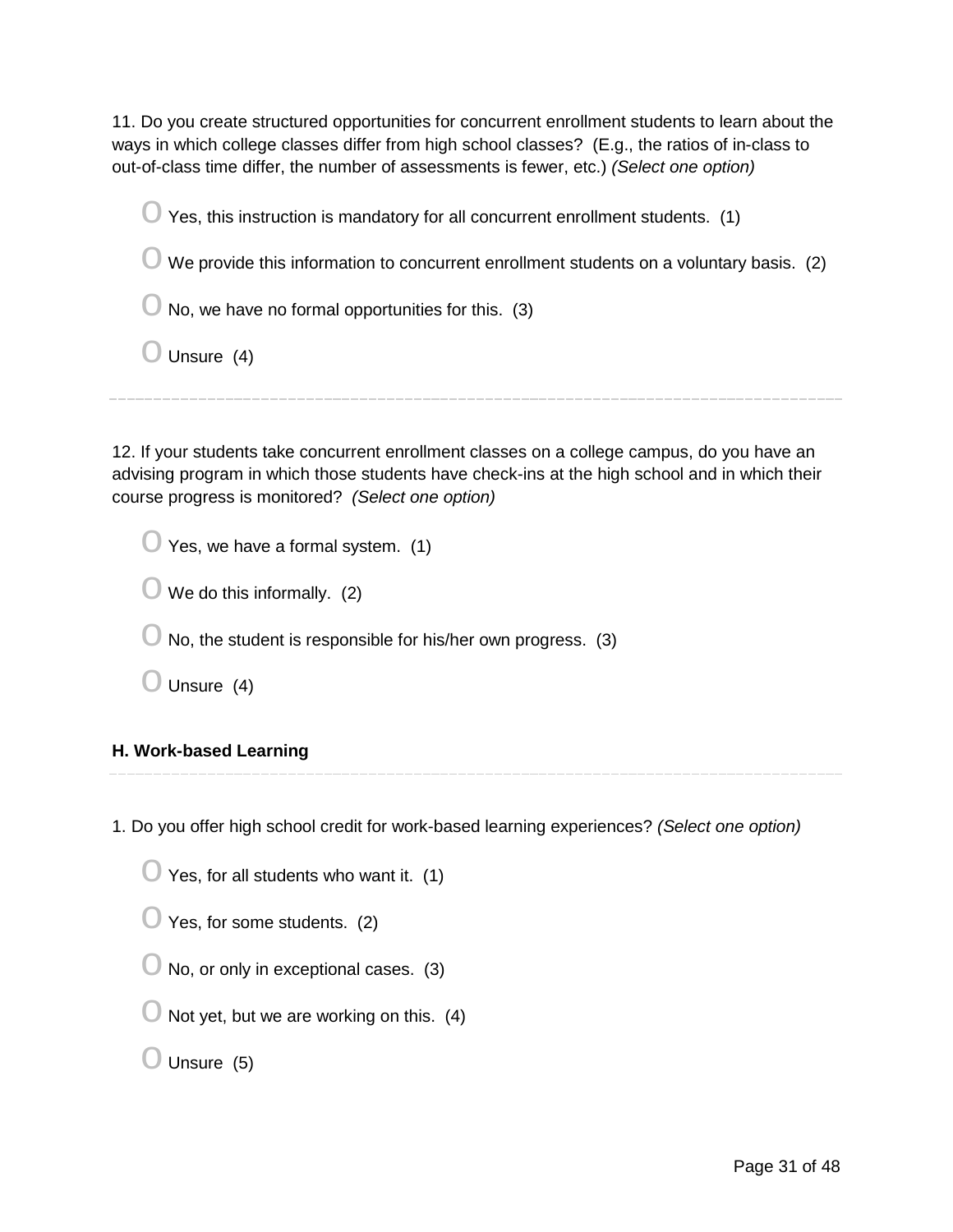11. Do you create structured opportunities for concurrent enrollment students to learn about the ways in which college classes differ from high school classes? (E.g., the ratios of in-class to out-of-class time differ, the number of assessments is fewer, etc.) *(Select one option)*

- Yes, this instruction is mandatory for all concurrent enrollment students. (1)
- We provide this information to concurrent enrollment students on a voluntary basis. (2)
- No, we have no formal opportunities for this. (3)
- Unsure (4)

---

12. If your students take concurrent enrollment classes on a college campus, do you have an advising program in which those students have check-ins at the high school and in which their course progress is monitored? *(Select one option)*

- Yes, we have a formal system. (1)
- We do this informally. (2)
- No, the student is responsible for his/her own progress. (3)
- Unsure (4)

### H. Work-based Learning

---

1. Do you offer high school credit for work-based learning experiences? *(Select one option)*

- Yes, for all students who want it. (1)
- Yes, for some students. (2)
- No, or only in exceptional cases. (3)
- Not yet, but we are working on this. (4)
- Unsure (5)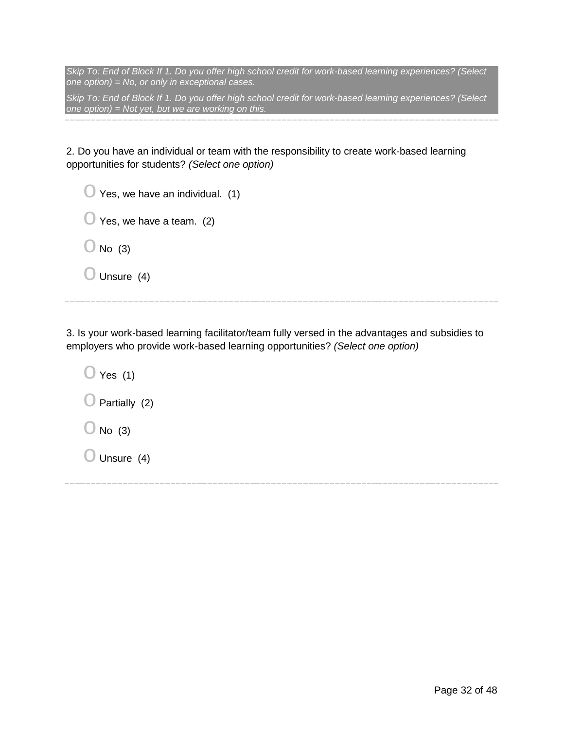*Skip To: End of Block If 1. Do you offer high school credit for work-based learning experiences? (Select one option) = No, or only in exceptional cases.*

*Skip To: End of Block If 1. Do you offer high school credit for work-based learning experiences? (Select one option) = Not yet, but we are working on this.*

---

2. Do you have an individual or team with the responsibility to create work-based learning opportunities for students? *(Select one option)*

- O Yes, we have an individual. (1)
- O Yes, we have a team. (2)
- O No (3)
- O Unsure (4)

---

3. Is your work-based learning facilitator/team fully versed in the advantages and subsidies to employers who provide work-based learning opportunities? *(Select one option)*

- O Yes (1)
- O Partially (2)
- O No (3)
- O Unsure (4)

---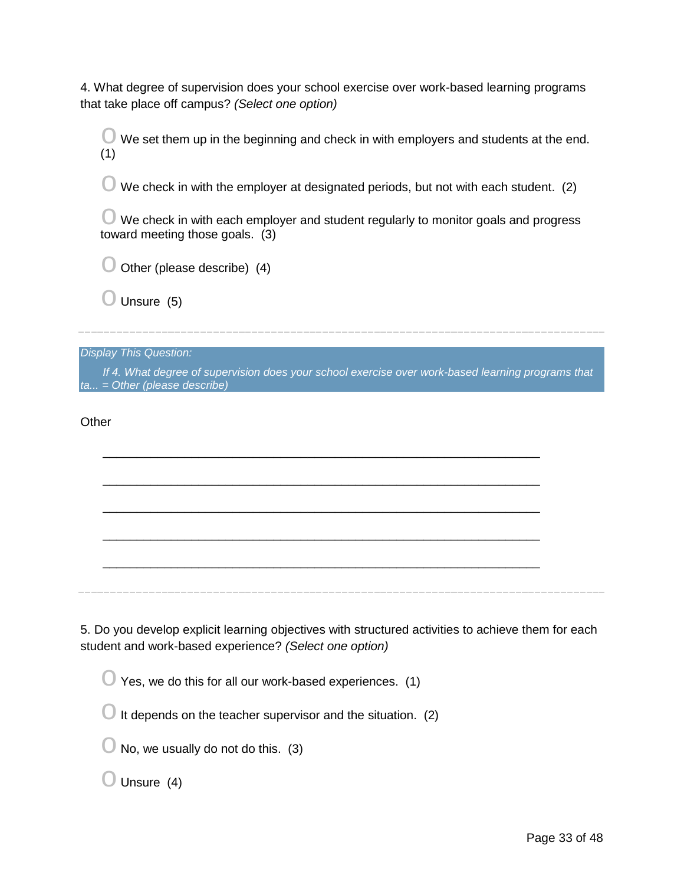4. What degree of supervision does your school exercise over work-based learning programs that take place off campus? *(Select one option)*

- ○ We set them up in the beginning and check in with employers and students at the end. (1)
- ○ We check in with the employer at designated periods, but not with each student. (2)
- ○ We check in with each employer and student regularly to monitor goals and progress toward meeting those goals. (3)
- ○ Other (please describe) (4)
- ○ Unsure (5)

---

*Display This Question:*

*If 4. What degree of supervision does your school exercise over work-based learning programs that ta... = Other (please describe)*

Other

________________________________________________________________

________________________________________________________________

________________________________________________________________

________________________________________________________________

________________________________________________________________

---

5. Do you develop explicit learning objectives with structured activities to achieve them for each student and work-based experience? *(Select one option)*

- ○ Yes, we do this for all our work-based experiences. (1)
- ○ It depends on the teacher supervisor and the situation. (2)
- ○ No, we usually do not do this. (3)
- ○ Unsure (4)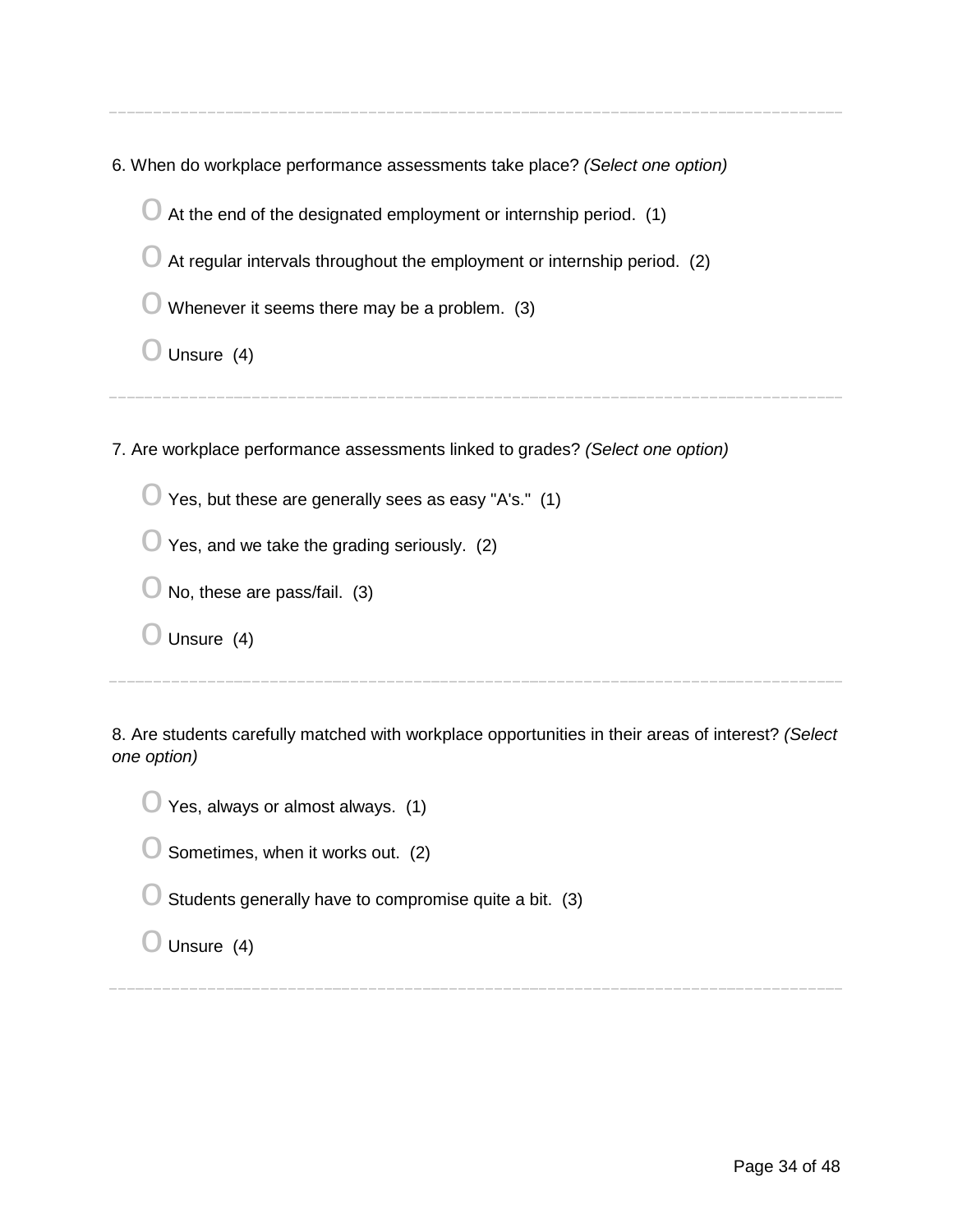---

6. When do workplace performance assessments take place? *(Select one option)*

- O At the end of the designated employment or internship period. (1)
- O At regular intervals throughout the employment or internship period. (2)
- O Whenever it seems there may be a problem. (3)
- O Unsure (4)

---

7. Are workplace performance assessments linked to grades? *(Select one option)*

- O Yes, but these are generally sees as easy "A's." (1)
- O Yes, and we take the grading seriously. (2)
- O No, these are pass/fail. (3)
- O Unsure (4)

---

8. Are students carefully matched with workplace opportunities in their areas of interest? *(Select one option)*

- O Yes, always or almost always. (1)
- O Sometimes, when it works out. (2)
- O Students generally have to compromise quite a bit. (3)
- O Unsure (4)

---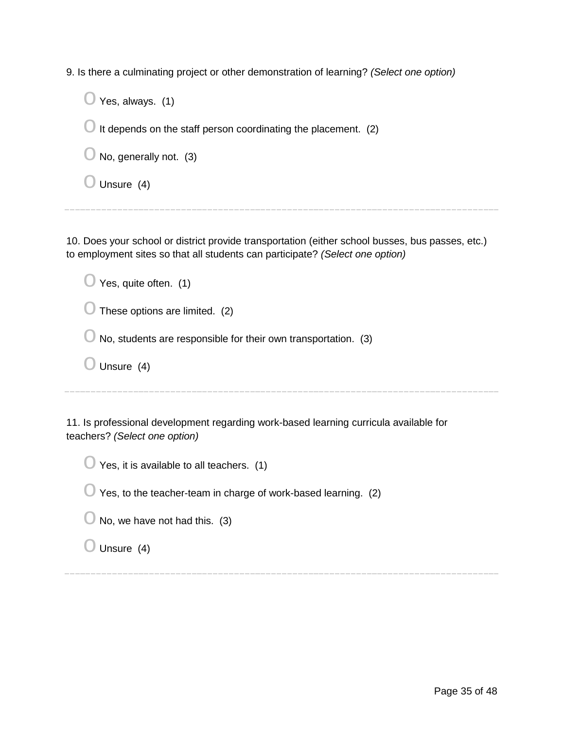9. Is there a culminating project or other demonstration of learning? *(Select one option)*

- Yes, always. (1)
- It depends on the staff person coordinating the placement. (2)
- No, generally not. (3)
- Unsure (4)

---

10. Does your school or district provide transportation (either school busses, bus passes, etc.) to employment sites so that all students can participate? *(Select one option)*

- Yes, quite often. (1)
- These options are limited. (2)
- No, students are responsible for their own transportation. (3)
- Unsure (4)

---

11. Is professional development regarding work-based learning curricula available for teachers? *(Select one option)*

- Yes, it is available to all teachers. (1)
- Yes, to the teacher-team in charge of work-based learning. (2)
- No, we have not had this. (3)
- Unsure (4)

---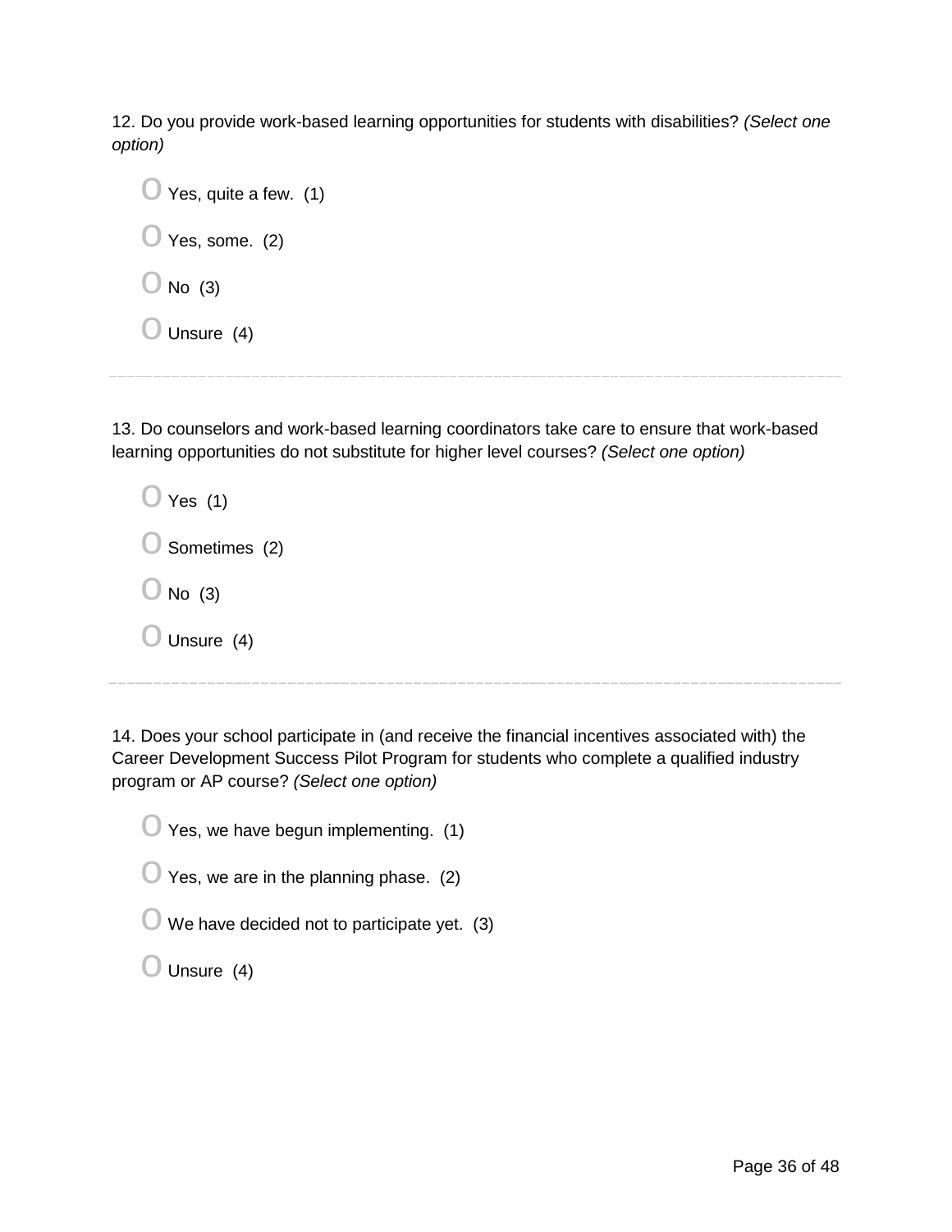12. Do you provide work-based learning opportunities for students with disabilities? *(Select one option)*

- Yes, quite a few. (1)
- Yes, some. (2)
- No (3)
- Unsure (4)

---

13. Do counselors and work-based learning coordinators take care to ensure that work-based learning opportunities do not substitute for higher level courses? *(Select one option)*

- Yes (1)
- Sometimes (2)
- No (3)
- Unsure (4)

---

14. Does your school participate in (and receive the financial incentives associated with) the Career Development Success Pilot Program for students who complete a qualified industry program or AP course? *(Select one option)*

- Yes, we have begun implementing. (1)
- Yes, we are in the planning phase. (2)
- We have decided not to participate yet. (3)
- Unsure (4)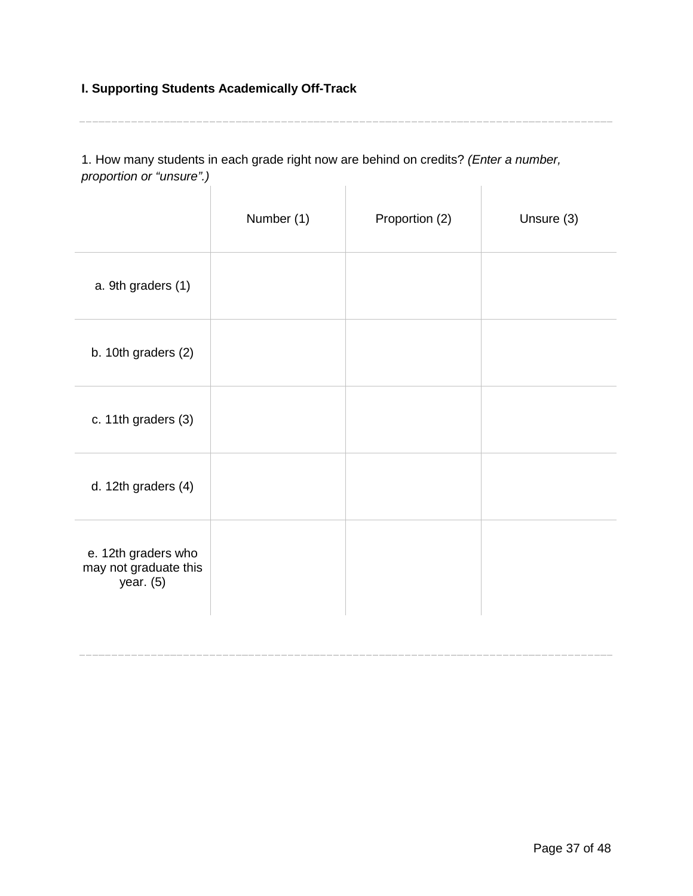**I. Supporting Students Academically Off-Track**

1. How many students in each grade right now are behind on credits? *(Enter a number, proportion or "unsure".)*

| | Number (1) | Proportion (2) | Unsure (3) |
|---|---|---|---|
| a. 9th graders (1) | | | |
| b. 10th graders (2) | | | |
| c. 11th graders (3) | | | |
| d. 12th graders (4) | | | |
| e. 12th graders who may not graduate this year. (5) | | | |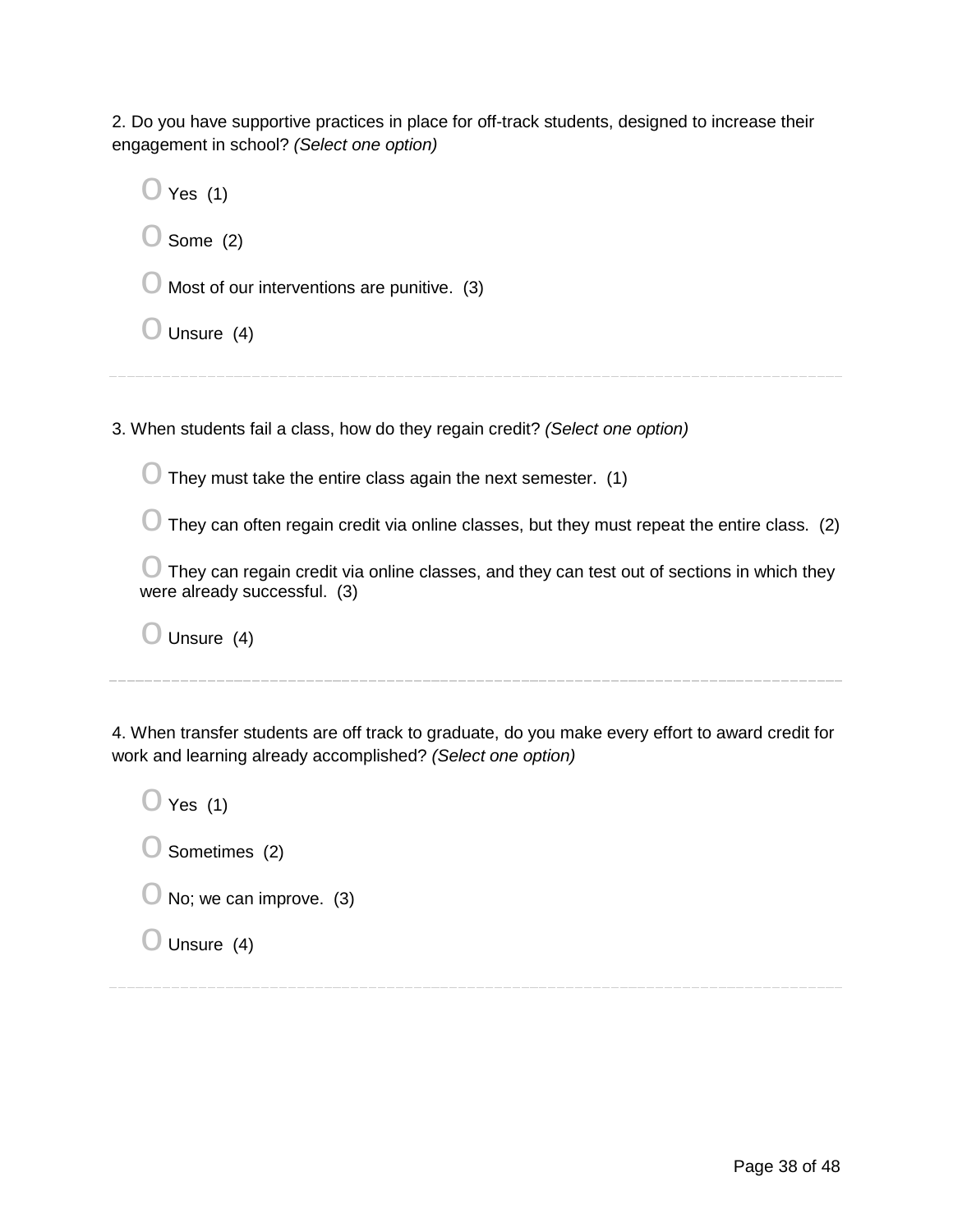2. Do you have supportive practices in place for off-track students, designed to increase their engagement in school? *(Select one option)*

- Yes (1)
- Some (2)
- Most of our interventions are punitive. (3)
- Unsure (4)

---

3. When students fail a class, how do they regain credit? *(Select one option)*

- They must take the entire class again the next semester. (1)
- They can often regain credit via online classes, but they must repeat the entire class. (2)
- They can regain credit via online classes, and they can test out of sections in which they were already successful. (3)
- Unsure (4)

---

4. When transfer students are off track to graduate, do you make every effort to award credit for work and learning already accomplished? *(Select one option)*

- Yes (1)
- Sometimes (2)
- No; we can improve. (3)
- Unsure (4)

---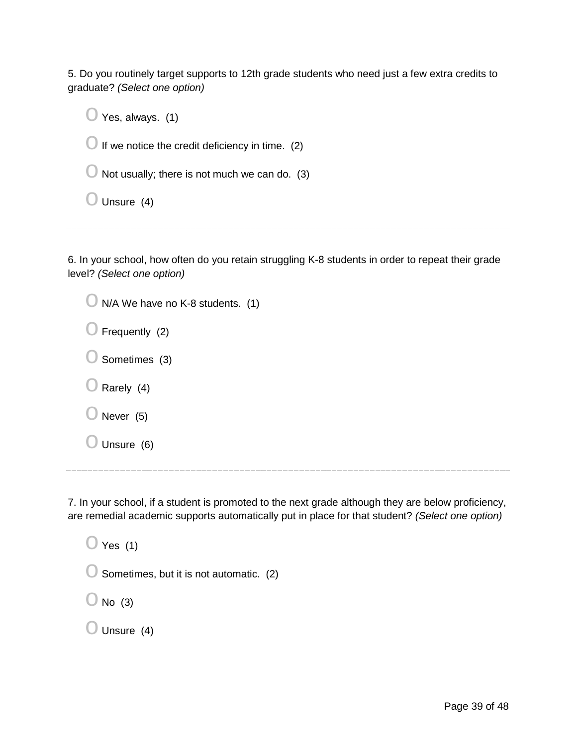5. Do you routinely target supports to 12th grade students who need just a few extra credits to graduate? *(Select one option)*

- Yes, always. (1)
- If we notice the credit deficiency in time. (2)
- Not usually; there is not much we can do. (3)
- Unsure (4)

---

6. In your school, how often do you retain struggling K-8 students in order to repeat their grade level? *(Select one option)*

- N/A We have no K-8 students. (1)
- Frequently (2)
- Sometimes (3)
- Rarely (4)
- Never (5)
- Unsure (6)

---

7. In your school, if a student is promoted to the next grade although they are below proficiency, are remedial academic supports automatically put in place for that student? *(Select one option)*

- Yes (1)
- Sometimes, but it is not automatic. (2)
- No (3)
- Unsure (4)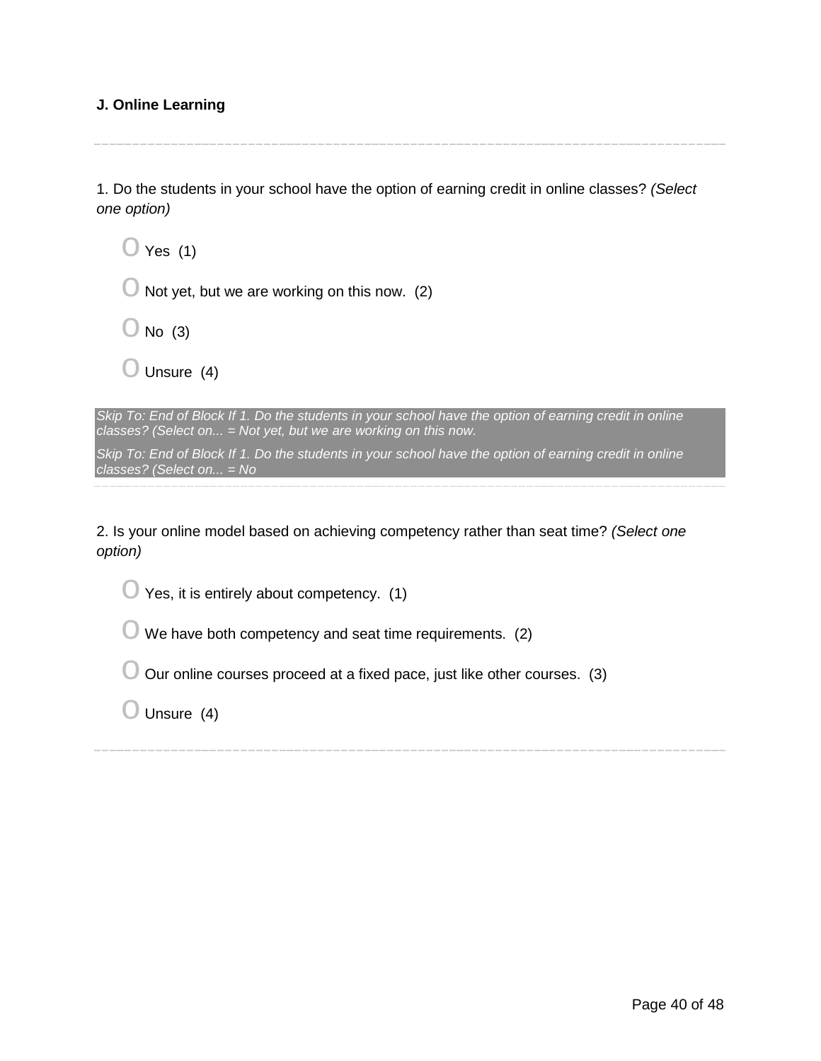**J. Online Learning**

---

1. Do the students in your school have the option of earning credit in online classes? *(Select one option)*

- O Yes (1)
- O Not yet, but we are working on this now. (2)
- O No (3)
- O Unsure (4)

*Skip To: End of Block If 1. Do the students in your school have the option of earning credit in online classes? (Select on... = Not yet, but we are working on this now.*

*Skip To: End of Block If 1. Do the students in your school have the option of earning credit in online classes? (Select on... = No*

---

2. Is your online model based on achieving competency rather than seat time? *(Select one option)*

- O Yes, it is entirely about competency. (1)
- O We have both competency and seat time requirements. (2)
- O Our online courses proceed at a fixed pace, just like other courses. (3)
- O Unsure (4)

---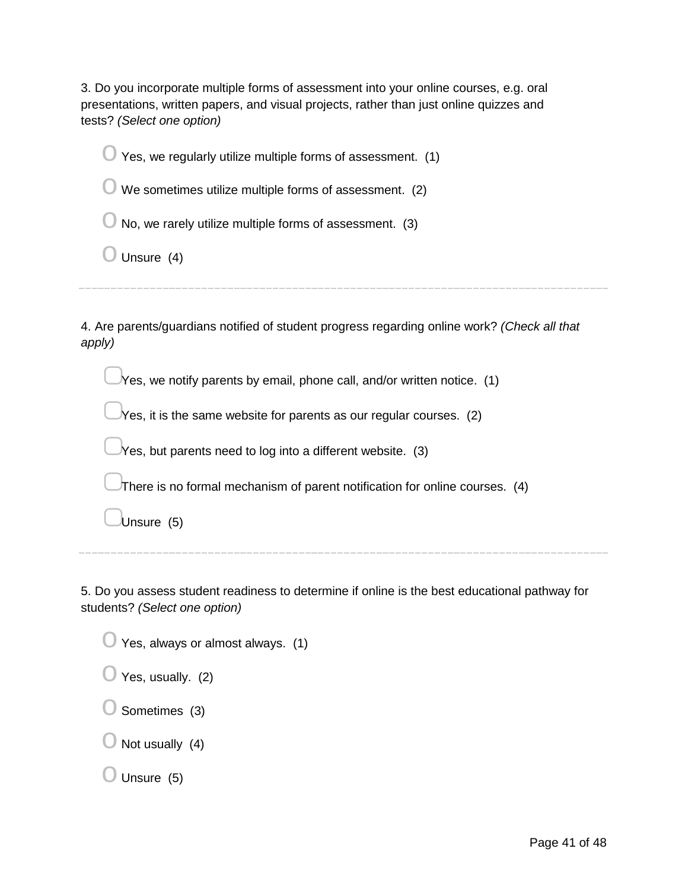3. Do you incorporate multiple forms of assessment into your online courses, e.g. oral presentations, written papers, and visual projects, rather than just online quizzes and tests? *(Select one option)*

- Yes, we regularly utilize multiple forms of assessment. (1)
- We sometimes utilize multiple forms of assessment. (2)
- No, we rarely utilize multiple forms of assessment. (3)
- Unsure (4)

---

4. Are parents/guardians notified of student progress regarding online work? *(Check all that apply)*

- Yes, we notify parents by email, phone call, and/or written notice. (1)
- Yes, it is the same website for parents as our regular courses. (2)
- Yes, but parents need to log into a different website. (3)
- There is no formal mechanism of parent notification for online courses. (4)
- Unsure (5)

---

5. Do you assess student readiness to determine if online is the best educational pathway for students? *(Select one option)*

- Yes, always or almost always. (1)
- Yes, usually. (2)
- Sometimes (3)
- Not usually (4)
- Unsure (5)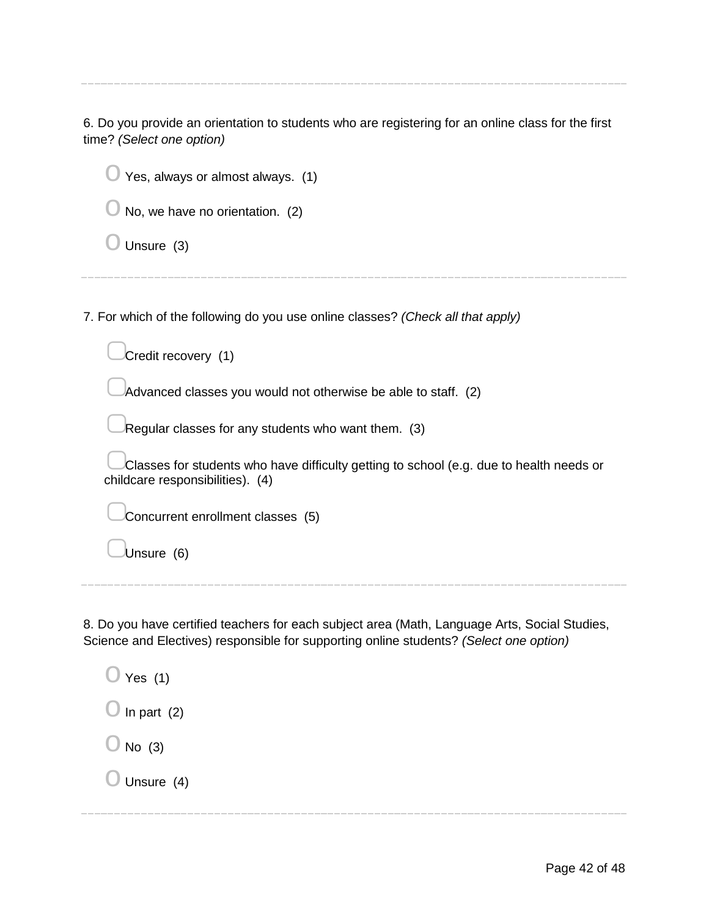6. Do you provide an orientation to students who are registering for an online class for the first time? *(Select one option)*

- ○ Yes, always or almost always. (1)
- ○ No, we have no orientation. (2)
- ○ Unsure (3)

---

7. For which of the following do you use online classes? *(Check all that apply)*

- ▢ Credit recovery (1)
- ▢ Advanced classes you would not otherwise be able to staff. (2)
- ▢ Regular classes for any students who want them. (3)
- ▢ Classes for students who have difficulty getting to school (e.g. due to health needs or childcare responsibilities). (4)
- ▢ Concurrent enrollment classes (5)
- ▢ Unsure (6)

---

8. Do you have certified teachers for each subject area (Math, Language Arts, Social Studies, Science and Electives) responsible for supporting online students? *(Select one option)*

- ○ Yes (1)
- ○ In part (2)
- ○ No (3)
- ○ Unsure (4)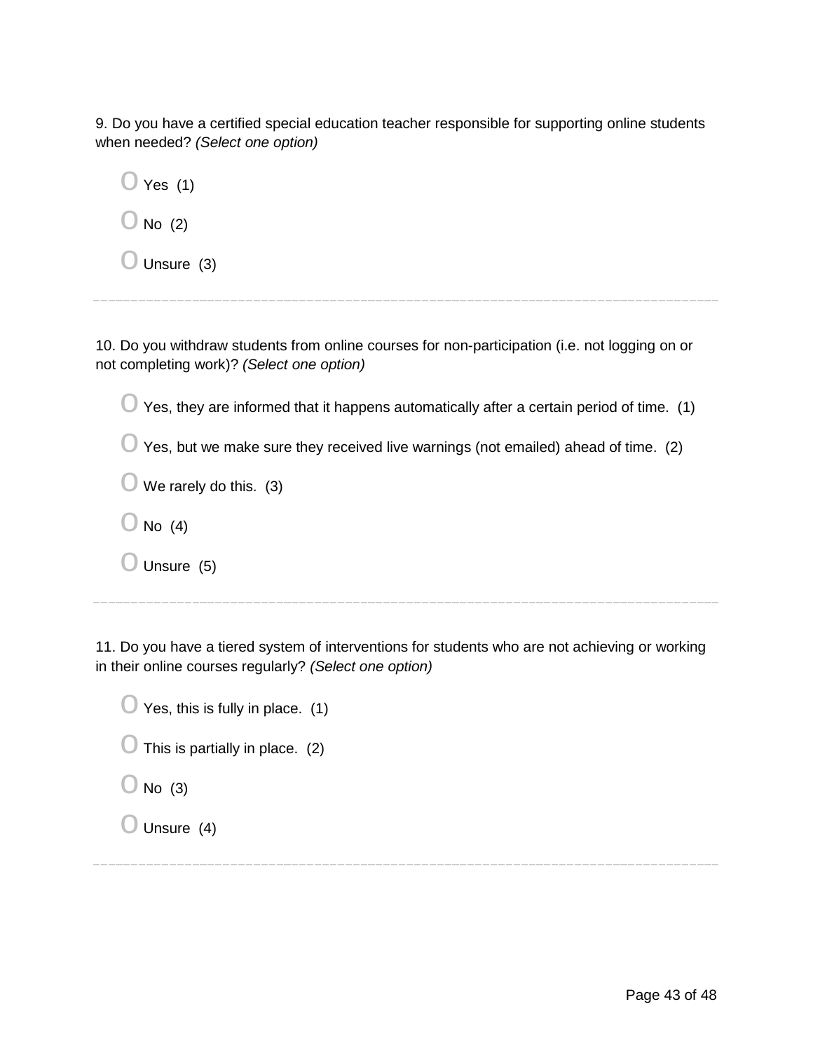9. Do you have a certified special education teacher responsible for supporting online students when needed? *(Select one option)*

- Yes (1)
- No (2)
- Unsure (3)

---

10. Do you withdraw students from online courses for non-participation (i.e. not logging on or not completing work)? *(Select one option)*

- Yes, they are informed that it happens automatically after a certain period of time. (1)
- Yes, but we make sure they received live warnings (not emailed) ahead of time. (2)
- We rarely do this. (3)
- No (4)
- Unsure (5)

---

11. Do you have a tiered system of interventions for students who are not achieving or working in their online courses regularly? *(Select one option)*

- Yes, this is fully in place. (1)
- This is partially in place. (2)
- No (3)
- Unsure (4)

---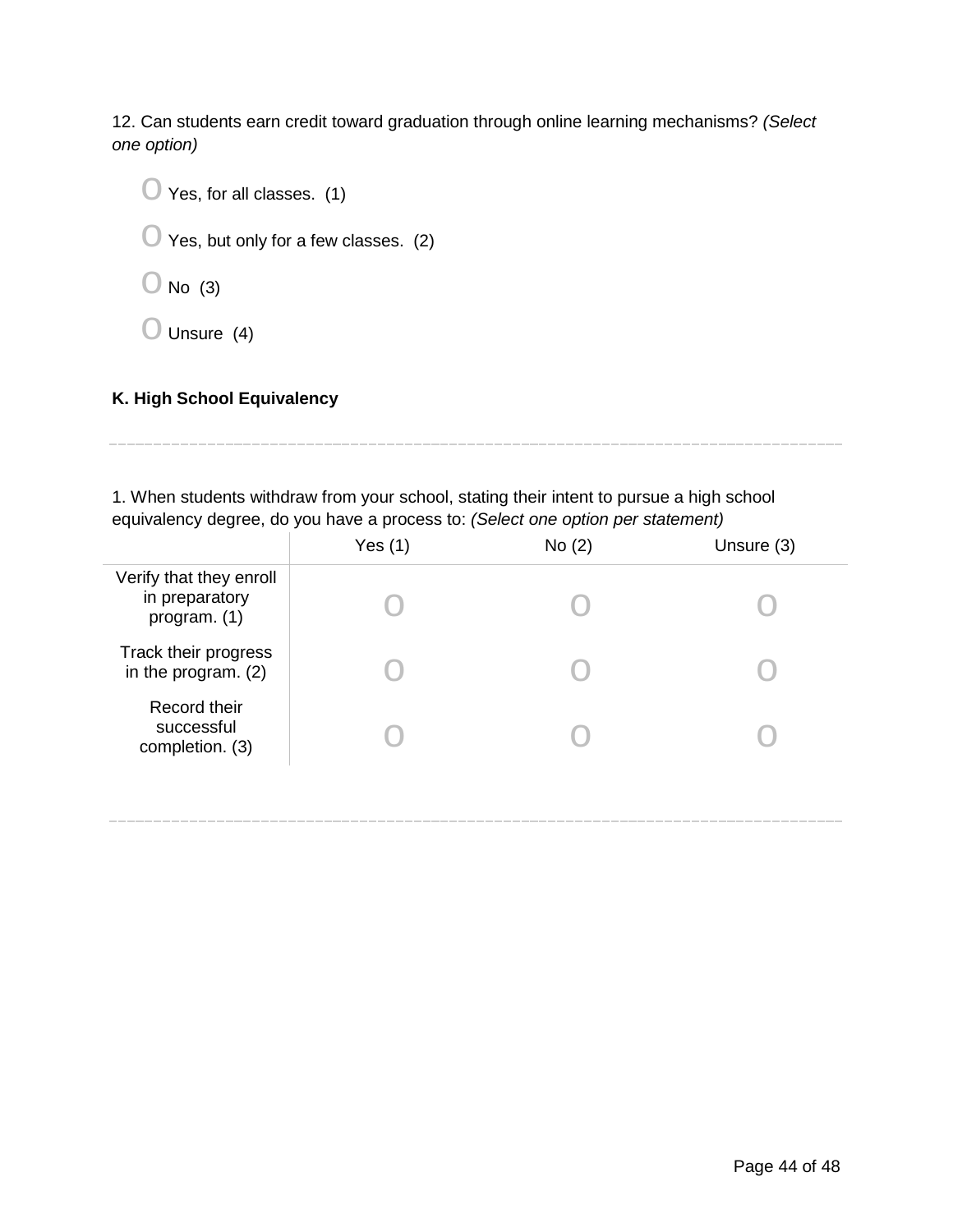12. Can students earn credit toward graduation through online learning mechanisms? *(Select one option)*

- O Yes, for all classes. (1)
- O Yes, but only for a few classes. (2)
- O No (3)
- O Unsure (4)

**K. High School Equivalency**

1. When students withdraw from your school, stating their intent to pursue a high school equivalency degree, do you have a process to: *(Select one option per statement)*

| | Yes (1) | No (2) | Unsure (3) |
|---|---|---|---|
| Verify that they enroll in preparatory program. (1) | O | O | O |
| Track their progress in the program. (2) | O | O | O |
| Record their successful completion. (3) | O | O | O |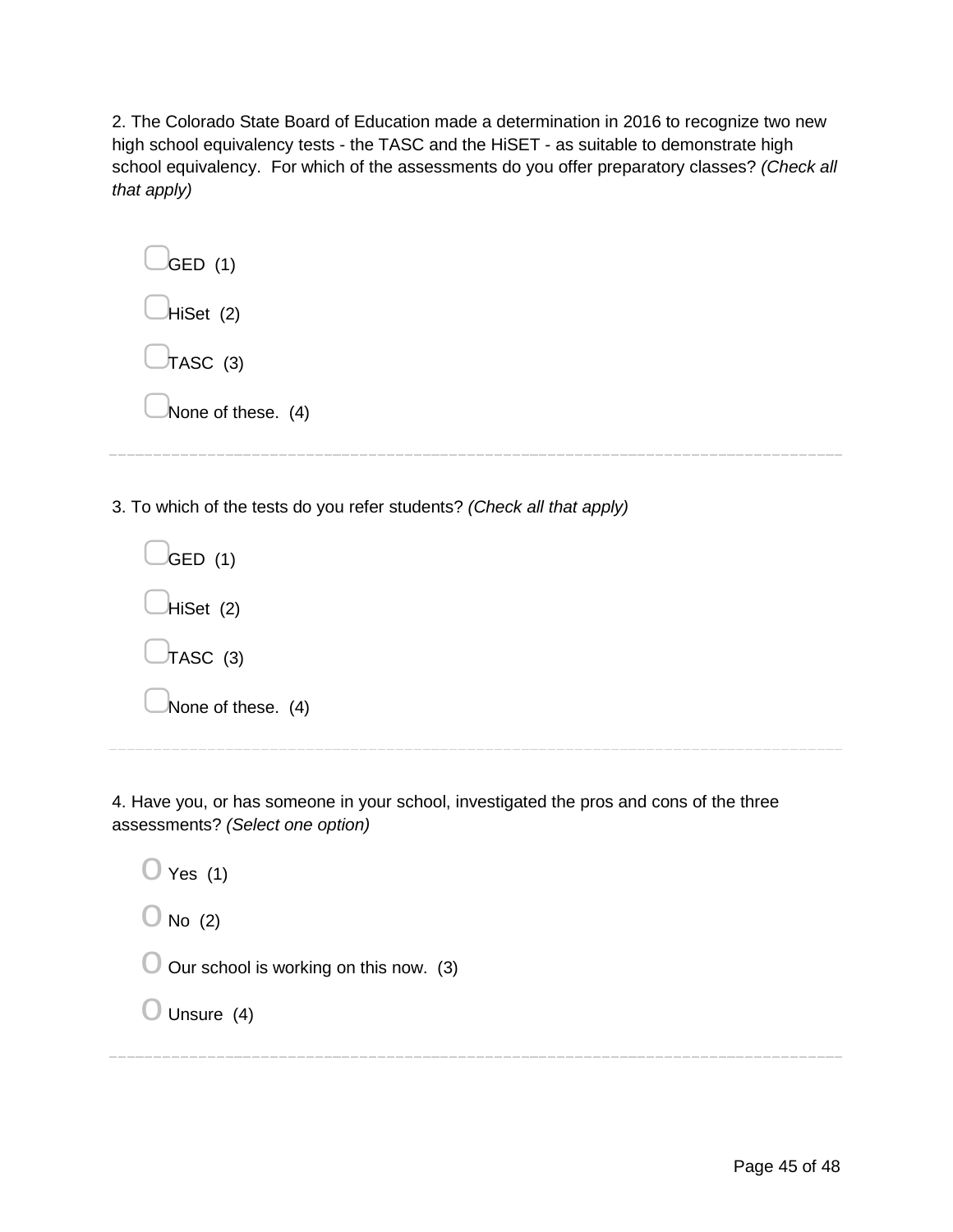2. The Colorado State Board of Education made a determination in 2016 to recognize two new high school equivalency tests - the TASC and the HiSET - as suitable to demonstrate high school equivalency. For which of the assessments do you offer preparatory classes? *(Check all that apply)*

- ▢ GED (1)
- ▢ HiSet (2)
- ▢ TASC (3)
- ▢ None of these. (4)

---

3. To which of the tests do you refer students? *(Check all that apply)*

- ▢ GED (1)
- ▢ HiSet (2)
- ▢ TASC (3)
- ▢ None of these. (4)

---

4. Have you, or has someone in your school, investigated the pros and cons of the three assessments? *(Select one option)*

- O Yes (1)
- O No (2)
- O Our school is working on this now. (3)
- O Unsure (4)

---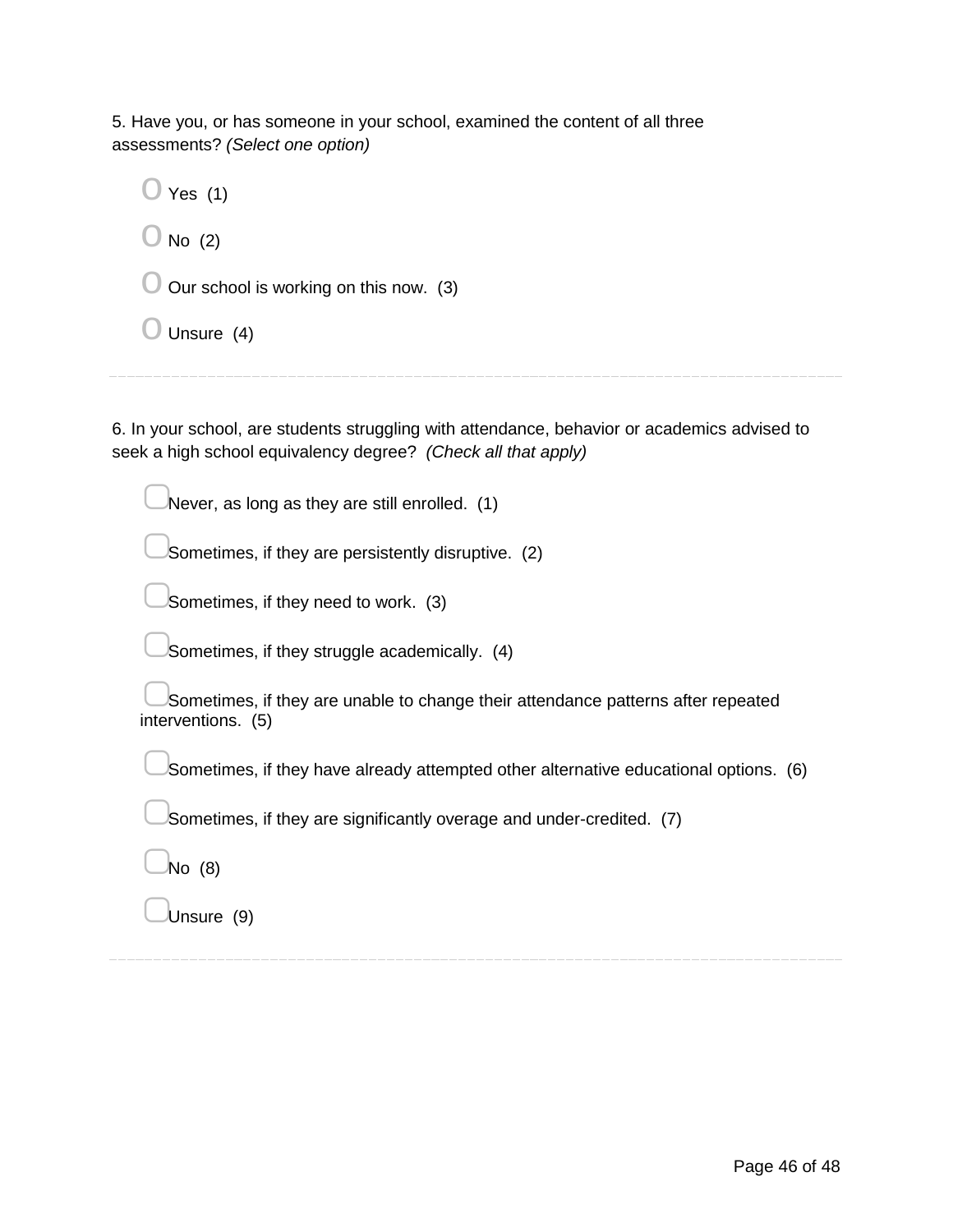5. Have you, or has someone in your school, examined the content of all three assessments? *(Select one option)*

- ○ Yes (1)
- ○ No (2)
- ○ Our school is working on this now. (3)
- ○ Unsure (4)

---

6. In your school, are students struggling with attendance, behavior or academics advised to seek a high school equivalency degree? *(Check all that apply)*

- ▢ Never, as long as they are still enrolled. (1)
- ▢ Sometimes, if they are persistently disruptive. (2)
- ▢ Sometimes, if they need to work. (3)
- ▢ Sometimes, if they struggle academically. (4)
- ▢ Sometimes, if they are unable to change their attendance patterns after repeated interventions. (5)
- ▢ Sometimes, if they have already attempted other alternative educational options. (6)
- ▢ Sometimes, if they are significantly overage and under-credited. (7)
- ▢ No (8)
- ▢ Unsure (9)

---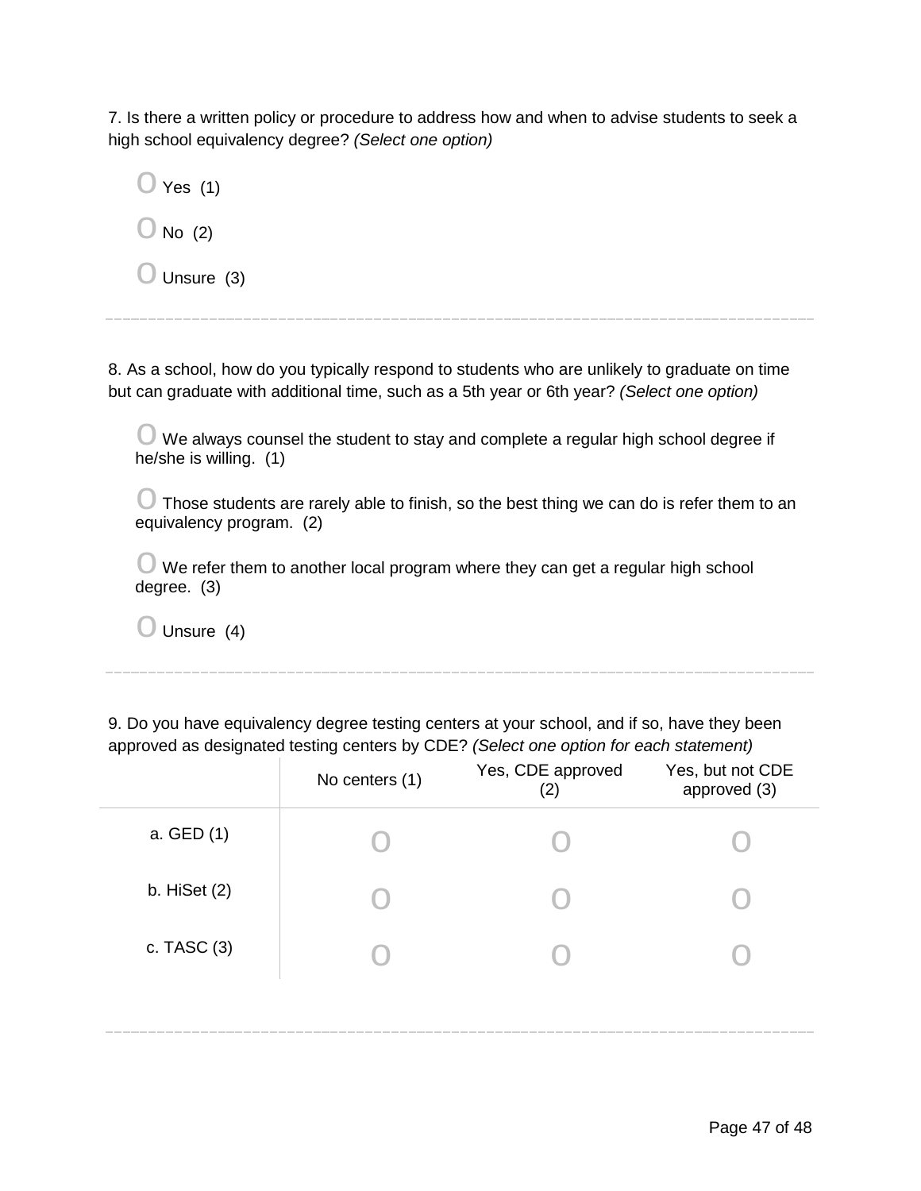7. Is there a written policy or procedure to address how and when to advise students to seek a high school equivalency degree? *(Select one option)*

- O Yes (1)
- O No (2)
- O Unsure (3)

---

8. As a school, how do you typically respond to students who are unlikely to graduate on time but can graduate with additional time, such as a 5th year or 6th year? *(Select one option)*

- O We always counsel the student to stay and complete a regular high school degree if he/she is willing. (1)
- O Those students are rarely able to finish, so the best thing we can do is refer them to an equivalency program. (2)
- O We refer them to another local program where they can get a regular high school degree. (3)
- O Unsure (4)

---

9. Do you have equivalency degree testing centers at your school, and if so, have they been approved as designated testing centers by CDE? *(Select one option for each statement)*

| | No centers (1) | Yes, CDE approved (2) | Yes, but not CDE approved (3) |
|---|---|---|---|
| a. GED (1) | O | O | O |
| b. HiSet (2) | O | O | O |
| c. TASC (3) | O | O | O |

---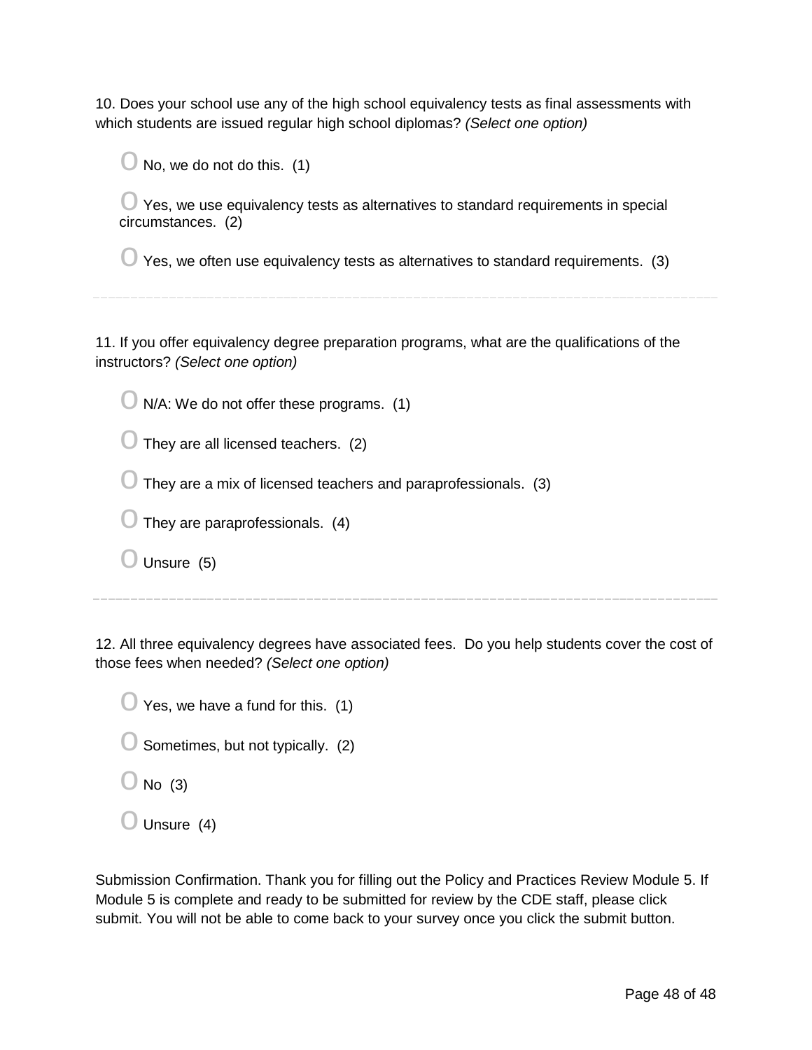10. Does your school use any of the high school equivalency tests as final assessments with which students are issued regular high school diplomas? *(Select one option)*

- No, we do not do this. (1)
- Yes, we use equivalency tests as alternatives to standard requirements in special circumstances. (2)
- Yes, we often use equivalency tests as alternatives to standard requirements. (3)

---

11. If you offer equivalency degree preparation programs, what are the qualifications of the instructors? *(Select one option)*

- N/A: We do not offer these programs. (1)
- They are all licensed teachers. (2)
- They are a mix of licensed teachers and paraprofessionals. (3)
- They are paraprofessionals. (4)
- Unsure (5)

---

12. All three equivalency degrees have associated fees. Do you help students cover the cost of those fees when needed? *(Select one option)*

- Yes, we have a fund for this. (1)
- Sometimes, but not typically. (2)
- No (3)
- Unsure (4)

Submission Confirmation. Thank you for filling out the Policy and Practices Review Module 5. If Module 5 is complete and ready to be submitted for review by the CDE staff, please click submit. You will not be able to come back to your survey once you click the submit button.